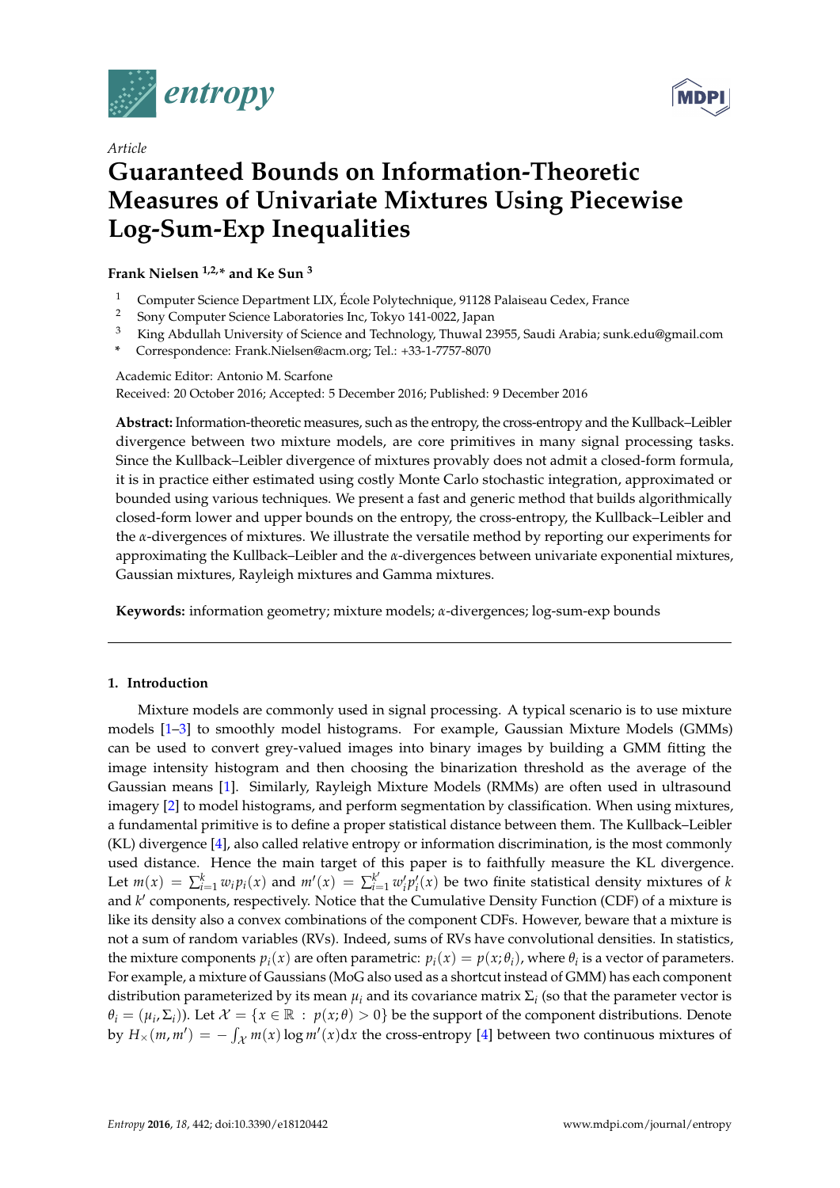*Article*

# Guaranteed Bounds on Information-Theoretic Measures of Univariate Mixtures Using Piecewise Log-Sum-Exp Inequalities

**Frank Nielsen [1,2,*] and Ke Sun [3]**

[1] Computer Science Department LIX, École Polytechnique, 91128 Palaiseau Cedex, France
[2] Sony Computer Science Laboratories Inc, Tokyo 141-0022, Japan
[3] King Abdullah University of Science and Technology, Thuwal 23955, Saudi Arabia; sunk.edu@gmail.com
[*] Correspondence: Frank.Nielsen@acm.org; Tel.: +33-1-7757-8070

Academic Editor: Antonio M. Scarfone
Received: 20 October 2016; Accepted: 5 December 2016; Published: 9 December 2016

**Abstract:** Information-theoretic measures, such as the entropy, the cross-entropy and the Kullback–Leibler divergence between two mixture models, are core primitives in many signal processing tasks. Since the Kullback–Leibler divergence of mixtures provably does not admit a closed-form formula, it is in practice either estimated using costly Monte Carlo stochastic integration, approximated or bounded using various techniques. We present a fast and generic method that builds algorithmically closed-form lower and upper bounds on the entropy, the cross-entropy, the Kullback–Leibler and the $\alpha$-divergences of mixtures. We illustrate the versatile method by reporting our experiments for approximating the Kullback–Leibler and the $\alpha$-divergences between univariate exponential mixtures, Gaussian mixtures, Rayleigh mixtures and Gamma mixtures.

**Keywords:** information geometry; mixture models; $\alpha$-divergences; log-sum-exp bounds

## 1. Introduction

Mixture models are commonly used in signal processing. A typical scenario is to use mixture models [1–3] to smoothly model histograms. For example, Gaussian Mixture Models (GMMs) can be used to convert grey-valued images into binary images by building a GMM fitting the image intensity histogram and then choosing the binarization threshold as the average of the Gaussian means [1]. Similarly, Rayleigh Mixture Models (RMMs) are often used in ultrasound imagery [2] to model histograms, and perform segmentation by classification. When using mixtures, a fundamental primitive is to define a proper statistical distance between them. The Kullback–Leibler (KL) divergence [4], also called relative entropy or information discrimination, is the most commonly used distance. Hence the main target of this paper is to faithfully measure the KL divergence. Let $m(x) = \sum_{i=1}^{k} w_i p_i(x)$ and $m'(x) = \sum_{i=1}^{k'} w'_i p'_i(x)$ be two finite statistical density mixtures of $k$ and $k'$ components, respectively. Notice that the Cumulative Density Function (CDF) of a mixture is like its density also a convex combinations of the component CDFs. However, beware that a mixture is not a sum of random variables (RVs). Indeed, sums of RVs have convolutional densities. In statistics, the mixture components $p_i(x)$ are often parametric: $p_i(x) = p(x; \theta_i)$, where $\theta_i$ is a vector of parameters. For example, a mixture of Gaussians (MoG also used as a shortcut instead of GMM) has each component distribution parameterized by its mean $\mu_i$ and its covariance matrix $\Sigma_i$ (so that the parameter vector is $\theta_i = (\mu_i, \Sigma_i)$). Let $\mathcal{X} = \{x \in \mathbb{R} \,:\, p(x;\theta) > 0\}$ be the support of the component distributions. Denote by $H_\times(m, m') = -\int_{\mathcal{X}} m(x) \log m'(x) \mathrm{d}x$ the cross-entropy [4] between two continuous mixtures of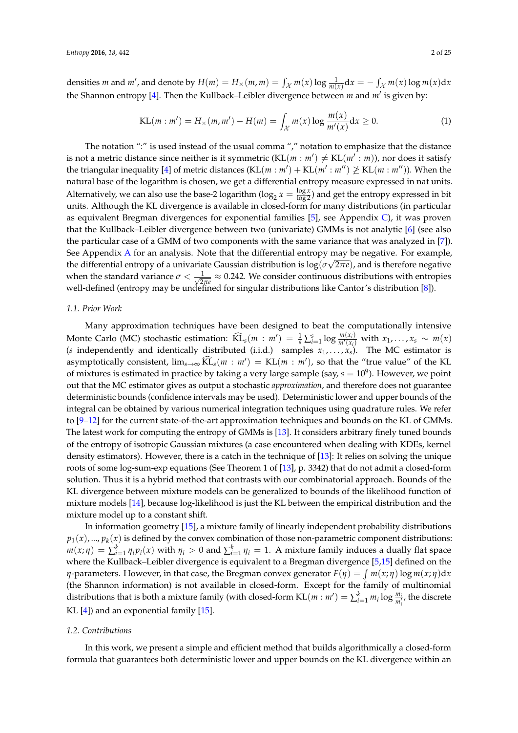densities $m$ and $m'$, and denote by $H(m) = H_\times(m, m) = \int_{\mathcal{X}} m(x) \log \frac{1}{m(x)} \mathrm{d}x = -\int_{\mathcal{X}} m(x) \log m(x) \mathrm{d}x$ the Shannon entropy [4]. Then the Kullback–Leibler divergence between $m$ and $m'$ is given by:

$$\mathrm{KL}(m : m') = H_\times(m, m') - H(m) = \int_{\mathcal{X}} m(x) \log \frac{m(x)}{m'(x)} \mathrm{d}x \geq 0. \tag{1}$$

The notation ":" is used instead of the usual comma "," notation to emphasize that the distance is not a metric distance since neither is it symmetric ($\mathrm{KL}(m : m') \neq \mathrm{KL}(m' : m)$), nor does it satisfy the triangular inequality [4] of metric distances ($\mathrm{KL}(m : m') + \mathrm{KL}(m' : m'') \not\geq \mathrm{KL}(m : m'')$). When the natural base of the logarithm is chosen, we get a differential entropy measure expressed in nat units. Alternatively, we can also use the base-2 logarithm ($\log_2 x = \frac{\log x}{\log 2}$) and get the entropy expressed in bit units. Although the KL divergence is available in closed-form for many distributions (in particular as equivalent Bregman divergences for exponential families [5], see Appendix C), it was proven that the Kullback–Leibler divergence between two (univariate) GMMs is not analytic [6] (see also the particular case of a GMM of two components with the same variance that was analyzed in [7]). See Appendix A for an analysis. Note that the differential entropy may be negative. For example, the differential entropy of a univariate Gaussian distribution is $\log(\sigma\sqrt{2\pi e})$, and is therefore negative when the standard variance $\sigma < \frac{1}{\sqrt{2\pi e}} \approx 0.242$. We consider continuous distributions with entropies well-defined (entropy may be undefined for singular distributions like Cantor's distribution [8]).

### 1.1. Prior Work

Many approximation techniques have been designed to beat the computationally intensive Monte Carlo (MC) stochastic estimation: $\widehat{\mathrm{KL}}_s(m : m') = \frac{1}{s} \sum_{i=1}^{s} \log \frac{m(x_i)}{m'(x_i)}$ with $x_1, \ldots, x_s \sim m(x)$ ($s$ independently and identically distributed (i.i.d.) samples $x_1, \ldots, x_s$). The MC estimator is asymptotically consistent, $\lim_{s \to \infty} \widehat{\mathrm{KL}}_s(m : m') = \mathrm{KL}(m : m')$, so that the "true value" of the KL of mixtures is estimated in practice by taking a very large sample (say, $s = 10^9$). However, we point out that the MC estimator gives as output a stochastic *approximation*, and therefore does not guarantee deterministic bounds (confidence intervals may be used). Deterministic lower and upper bounds of the integral can be obtained by various numerical integration techniques using quadrature rules. We refer to [9–12] for the current state-of-the-art approximation techniques and bounds on the KL of GMMs. The latest work for computing the entropy of GMMs is [13]. It considers arbitrary finely tuned bounds of the entropy of isotropic Gaussian mixtures (a case encountered when dealing with KDEs, kernel density estimators). However, there is a catch in the technique of [13]: It relies on solving the unique roots of some log-sum-exp equations (See Theorem 1 of [13], p. 3342) that do not admit a closed-form solution. Thus it is a hybrid method that contrasts with our combinatorial approach. Bounds of the KL divergence between mixture models can be generalized to bounds of the likelihood function of mixture models [14], because log-likelihood is just the KL between the empirical distribution and the mixture model up to a constant shift.

In information geometry [15], a mixture family of linearly independent probability distributions $p_1(x), \ldots, p_k(x)$ is defined by the convex combination of those non-parametric component distributions: $m(x; \eta) = \sum_{i=1}^{k} \eta_i p_i(x)$ with $\eta_i > 0$ and $\sum_{i=1}^{k} \eta_i = 1$. A mixture family induces a dually flat space where the Kullback–Leibler divergence is equivalent to a Bregman divergence [5,15] defined on the $\eta$-parameters. However, in that case, the Bregman convex generator $F(\eta) = \int m(x; \eta) \log m(x; \eta) \mathrm{d}x$ (the Shannon information) is not available in closed-form. Except for the family of multinomial distributions that is both a mixture family (with closed-form $\mathrm{KL}(m : m') = \sum_{i=1}^{k} m_i \log \frac{m_i}{m'_i}$, the discrete KL [4]) and an exponential family [15].

### 1.2. Contributions

In this work, we present a simple and efficient method that builds algorithmically a closed-form formula that guarantees both deterministic lower and upper bounds on the KL divergence within an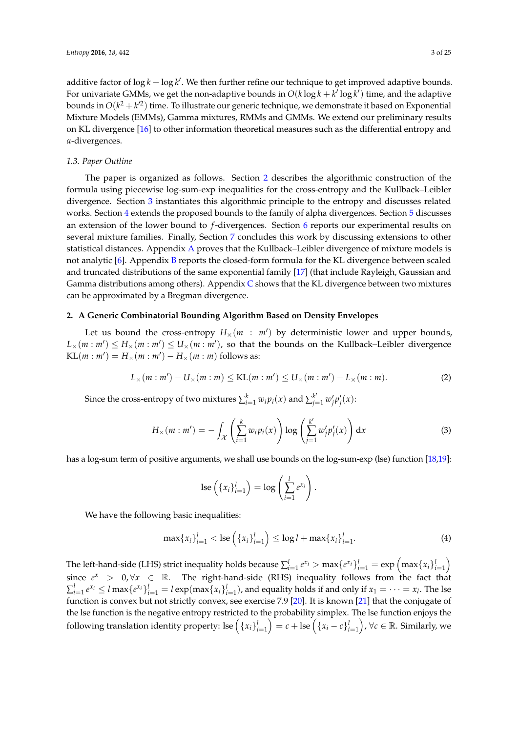additive factor of $\log k + \log k'$. We then further refine our technique to get improved adaptive bounds. For univariate GMMs, we get the non-adaptive bounds in $O(k \log k + k' \log k')$ time, and the adaptive bounds in $O(k^2 + k'^2)$ time. To illustrate our generic technique, we demonstrate it based on Exponential Mixture Models (EMMs), Gamma mixtures, RMMs and GMMs. We extend our preliminary results on KL divergence [16] to other information theoretical measures such as the differential entropy and $\alpha$-divergences.

### 1.3. Paper Outline

The paper is organized as follows. Section 2 describes the algorithmic construction of the formula using piecewise log-sum-exp inequalities for the cross-entropy and the Kullback–Leibler divergence. Section 3 instantiates this algorithmic principle to the entropy and discusses related works. Section 4 extends the proposed bounds to the family of alpha divergences. Section 5 discusses an extension of the lower bound to $f$-divergences. Section 6 reports our experimental results on several mixture families. Finally, Section 7 concludes this work by discussing extensions to other statistical distances. Appendix A proves that the Kullback–Leibler divergence of mixture models is not analytic [6]. Appendix B reports the closed-form formula for the KL divergence between scaled and truncated distributions of the same exponential family [17] (that include Rayleigh, Gaussian and Gamma distributions among others). Appendix C shows that the KL divergence between two mixtures can be approximated by a Bregman divergence.

## 2. A Generic Combinatorial Bounding Algorithm Based on Density Envelopes

Let us bound the cross-entropy $H_\times(m : m')$ by deterministic lower and upper bounds, $L_\times(m : m') \leq H_\times(m : m') \leq U_\times(m : m')$, so that the bounds on the Kullback–Leibler divergence $\mathrm{KL}(m : m') = H_\times(m : m') - H_\times(m : m)$ follows as:

$$L_\times(m : m') - U_\times(m : m) \leq \mathrm{KL}(m : m') \leq U_\times(m : m') - L_\times(m : m). \tag{2}$$

Since the cross-entropy of two mixtures $\sum_{i=1}^{k} w_i p_i(x)$ and $\sum_{j=1}^{k'} w'_j p'_j(x)$:

$$H_\times(m : m') = -\int_{\mathcal{X}} \left( \sum_{i=1}^{k} w_i p_i(x) \right) \log \left( \sum_{j=1}^{k'} w'_j p'_j(x) \right) \mathrm{d}x \tag{3}$$

has a log-sum term of positive arguments, we shall use bounds on the log-sum-exp (lse) function [18,19]:

$$\mathrm{lse}\left( \{x_i\}_{i=1}^{l} \right) = \log \left( \sum_{i=1}^{l} e^{x_i} \right).$$

We have the following basic inequalities:

$$\max\{x_i\}_{i=1}^{l} < \mathrm{lse}\left( \{x_i\}_{i=1}^{l} \right) \leq \log l + \max\{x_i\}_{i=1}^{l}. \tag{4}$$

The left-hand-side (LHS) strict inequality holds because $\sum_{i=1}^{l} e^{x_i} > \max\{e^{x_i}\}_{i=1}^{l} = \exp\left( \max\{x_i\}_{i=1}^{l} \right)$ since $e^x > 0, \forall x \in \mathbb{R}$. The right-hand-side (RHS) inequality follows from the fact that $\sum_{i=1}^{l} e^{x_i} \leq l \max\{e^{x_i}\}_{i=1}^{l} = l \exp(\max\{x_i\}_{i=1}^{l})$, and equality holds if and only if $x_1 = \cdots = x_l$. The lse function is convex but not strictly convex, see exercise 7.9 [20]. It is known [21] that the conjugate of the lse function is the negative entropy restricted to the probability simplex. The lse function enjoys the following translation identity property: $\mathrm{lse}\left( \{x_i\}_{i=1}^{l} \right) = c + \mathrm{lse}\left( \{x_i - c\}_{i=1}^{l} \right), \forall c \in \mathbb{R}$. Similarly, we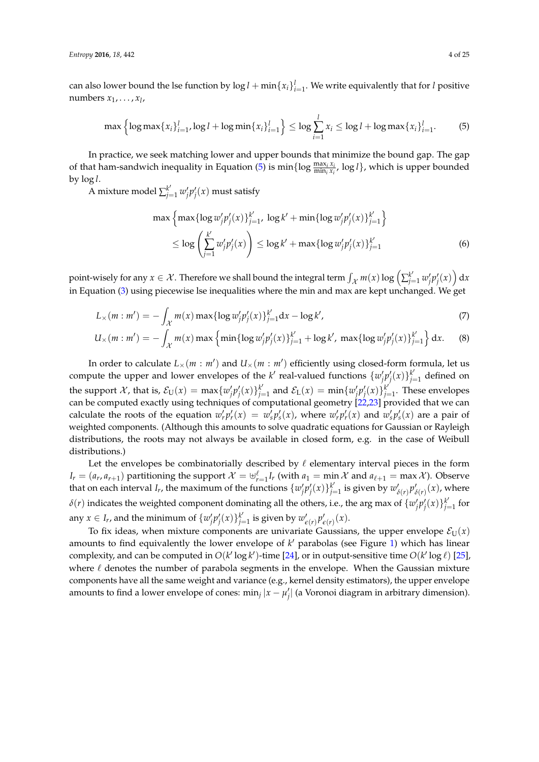can also lower bound the lse function by $\log l + \min\{x_i\}_{i=1}^l$. We write equivalently that for $l$ positive numbers $x_1, \ldots, x_l$,

$$\max\left\{\log \max\{x_i\}_{i=1}^l, \log l + \log \min\{x_i\}_{i=1}^l\right\} \leq \log \sum_{i=1}^l x_i \leq \log l + \log \max\{x_i\}_{i=1}^l. \tag{5}$$

In practice, we seek matching lower and upper bounds that minimize the bound gap. The gap of that ham-sandwich inequality in Equation (5) is $\min\{\log \frac{\max_i x_i}{\min_i x_i}, \log l\}$, which is upper bounded by $\log l$.

A mixture model $\sum_{j=1}^{k'} w'_j p'_j(x)$ must satisfy

$$\max\left\{\max\{\log w'_j p'_j(x)\}_{j=1}^{k'},\ \log k' + \min\{\log w'_j p'_j(x)\}_{j=1}^{k'}\right\} \leq \log\left(\sum_{j=1}^{k'} w'_j p'_j(x)\right) \leq \log k' + \max\{\log w'_j p'_j(x)\}_{j=1}^{k'} \tag{6}$$

point-wisely for any $x \in \mathcal{X}$. Therefore we shall bound the integral term $\int_{\mathcal{X}} m(x) \log\left(\sum_{j=1}^{k'} w'_j p'_j(x)\right) \mathrm{d}x$ in Equation (3) using piecewise lse inequalities where the min and max are kept unchanged. We get

$$L_\times(m : m') = -\int_{\mathcal{X}} m(x) \max\{\log w'_j p'_j(x)\}_{j=1}^{k'} \mathrm{d}x - \log k', \tag{7}$$

$$U_\times(m : m') = -\int_{\mathcal{X}} m(x) \max\left\{\min\{\log w'_j p'_j(x)\}_{j=1}^{k'} + \log k',\ \max\{\log w'_j p'_j(x)\}_{j=1}^{k'}\right\} \mathrm{d}x. \tag{8}$$

In order to calculate $L_\times(m : m')$ and $U_\times(m : m')$ efficiently using closed-form formula, let us compute the upper and lower envelopes of the $k'$ real-valued functions $\{w'_j p'_j(x)\}_{j=1}^{k'}$ defined on the support $\mathcal{X}$, that is, $\mathcal{E}_{\mathrm{U}}(x) = \max\{w'_j p'_j(x)\}_{j=1}^{k'}$ and $\mathcal{E}_{\mathrm{L}}(x) = \min\{w'_j p'_j(x)\}_{j=1}^{k'}$. These envelopes can be computed exactly using techniques of computational geometry [22,23] provided that we can calculate the roots of the equation $w'_r p'_r(x) = w'_s p'_s(x)$, where $w'_r p'_r(x)$ and $w'_s p'_s(x)$ are a pair of weighted components. (Although this amounts to solve quadratic equations for Gaussian or Rayleigh distributions, the roots may not always be available in closed form, e.g. in the case of Weibull distributions.)

Let the envelopes be combinatorially described by $\ell$ elementary interval pieces in the form $I_r = (a_r, a_{r+1})$ partitioning the support $\mathcal{X} = \uplus_{r=1}^{\ell} I_r$ (with $a_1 = \min \mathcal{X}$ and $a_{\ell+1} = \max \mathcal{X}$). Observe that on each interval $I_r$, the maximum of the functions $\{w'_j p'_j(x)\}_{j=1}^{k'}$ is given by $w'_{\delta(r)} p'_{\delta(r)}(x)$, where $\delta(r)$ indicates the weighted component dominating all the others, i.e., the arg max of $\{w'_j p'_j(x)\}_{j=1}^{k'}$ for any $x \in I_r$, and the minimum of $\{w'_j p'_j(x)\}_{j=1}^{k'}$ is given by $w'_{\epsilon(r)} p'_{\epsilon(r)}(x)$.

To fix ideas, when mixture components are univariate Gaussians, the upper envelope $\mathcal{E}_{\mathrm{U}}(x)$ amounts to find equivalently the lower envelope of $k'$ parabolas (see Figure 1) which has linear complexity, and can be computed in $O(k' \log k')$-time [24], or in output-sensitive time $O(k' \log \ell)$ [25], where $\ell$ denotes the number of parabola segments in the envelope. When the Gaussian mixture components have all the same weight and variance (e.g., kernel density estimators), the upper envelope amounts to find a lower envelope of cones: $\min_j |x - \mu'_j|$ (a Voronoi diagram in arbitrary dimension).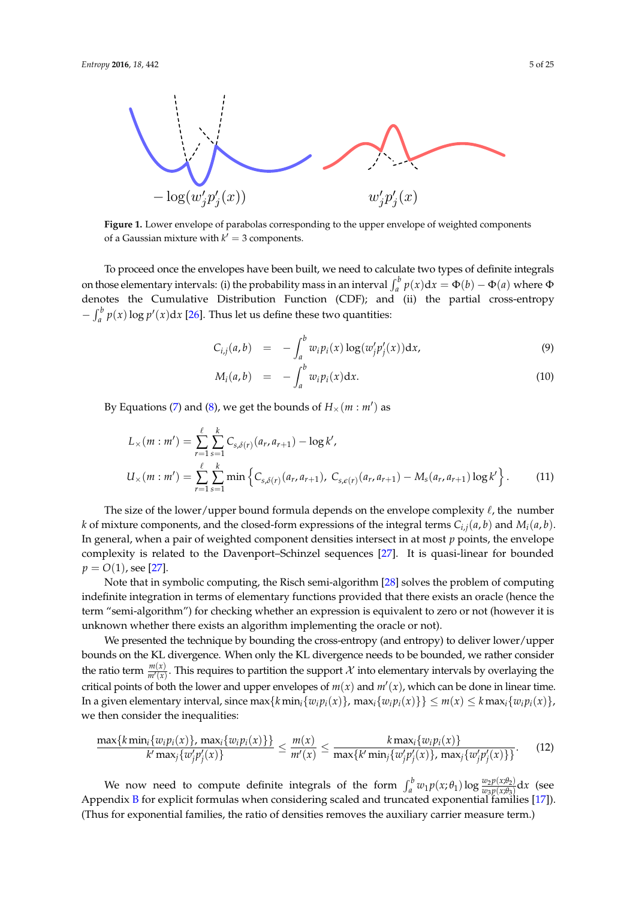**Figure 1.** Lower envelope of parabolas corresponding to the upper envelope of weighted components of a Gaussian mixture with $k' = 3$ components.

To proceed once the envelopes have been built, we need to calculate two types of definite integrals on those elementary intervals: (i) the probability mass in an interval $\int_a^b p(x)\mathrm{d}x = \Phi(b) - \Phi(a)$ where $\Phi$ denotes the Cumulative Distribution Function (CDF); and (ii) the partial cross-entropy $-\int_a^b p(x)\log p'(x)\mathrm{d}x$ [26]. Thus let us define these two quantities:

$$
\begin{aligned}
C_{i,j}(a,b) &= -\int_a^b w_i p_i(x) \log(w'_j p'_j(x))\mathrm{d}x, && (9)\\
M_i(a,b) &= -\int_a^b w_i p_i(x)\mathrm{d}x. && (10)
\end{aligned}
$$

By Equations (7) and (8), we get the bounds of $H_\times(m : m')$ as

$$
\begin{aligned}
L_\times(m : m') &= \sum_{r=1}^{\ell}\sum_{s=1}^{k} C_{s,\delta(r)}(a_r, a_{r+1}) - \log k',\\
U_\times(m : m') &= \sum_{r=1}^{\ell}\sum_{s=1}^{k} \min\left\{ C_{s,\delta(r)}(a_r, a_{r+1}),\ C_{s,\epsilon(r)}(a_r, a_{r+1}) - M_s(a_r, a_{r+1})\log k' \right\}. \qquad (11)
\end{aligned}
$$

The size of the lower/upper bound formula depends on the envelope complexity $\ell$, the number $k$ of mixture components, and the closed-form expressions of the integral terms $C_{i,j}(a,b)$ and $M_i(a,b)$. In general, when a pair of weighted component densities intersect in at most $p$ points, the envelope complexity is related to the Davenport–Schinzel sequences [27]. It is quasi-linear for bounded $p = O(1)$, see [27].

Note that in symbolic computing, the Risch semi-algorithm [28] solves the problem of computing indefinite integration in terms of elementary functions provided that there exists an oracle (hence the term "semi-algorithm") for checking whether an expression is equivalent to zero or not (however it is unknown whether there exists an algorithm implementing the oracle or not).

We presented the technique by bounding the cross-entropy (and entropy) to deliver lower/upper bounds on the KL divergence. When only the KL divergence needs to be bounded, we rather consider the ratio term $\frac{m(x)}{m'(x)}$. This requires to partition the support $\mathcal{X}$ into elementary intervals by overlaying the critical points of both the lower and upper envelopes of $m(x)$ and $m'(x)$, which can be done in linear time. In a given elementary interval, since $\max\{k \min_i\{w_i p_i(x)\}, \max_i\{w_i p_i(x)\}\} \le m(x) \le k \max_i\{w_i p_i(x)\}$, we then consider the inequalities:

$$
\frac{\max\{k \min_i\{w_i p_i(x)\}, \max_i\{w_i p_i(x)\}\}}{k' \max_j\{w'_j p'_j(x)\}} \le \frac{m(x)}{m'(x)} \le \frac{k \max_i\{w_i p_i(x)\}}{\max\{k' \min_j\{w'_j p'_j(x)\}, \max_j\{w'_j p'_j(x)\}\}}. \qquad (12)
$$

We now need to compute definite integrals of the form $\int_a^b w_1 p(x;\theta_1) \log \frac{w_2 p(x;\theta_2)}{w_3 p(x;\theta_3)}\mathrm{d}x$ (see Appendix B for explicit formulas when considering scaled and truncated exponential families [17]). (Thus for exponential families, the ratio of densities removes the auxiliary carrier measure term.)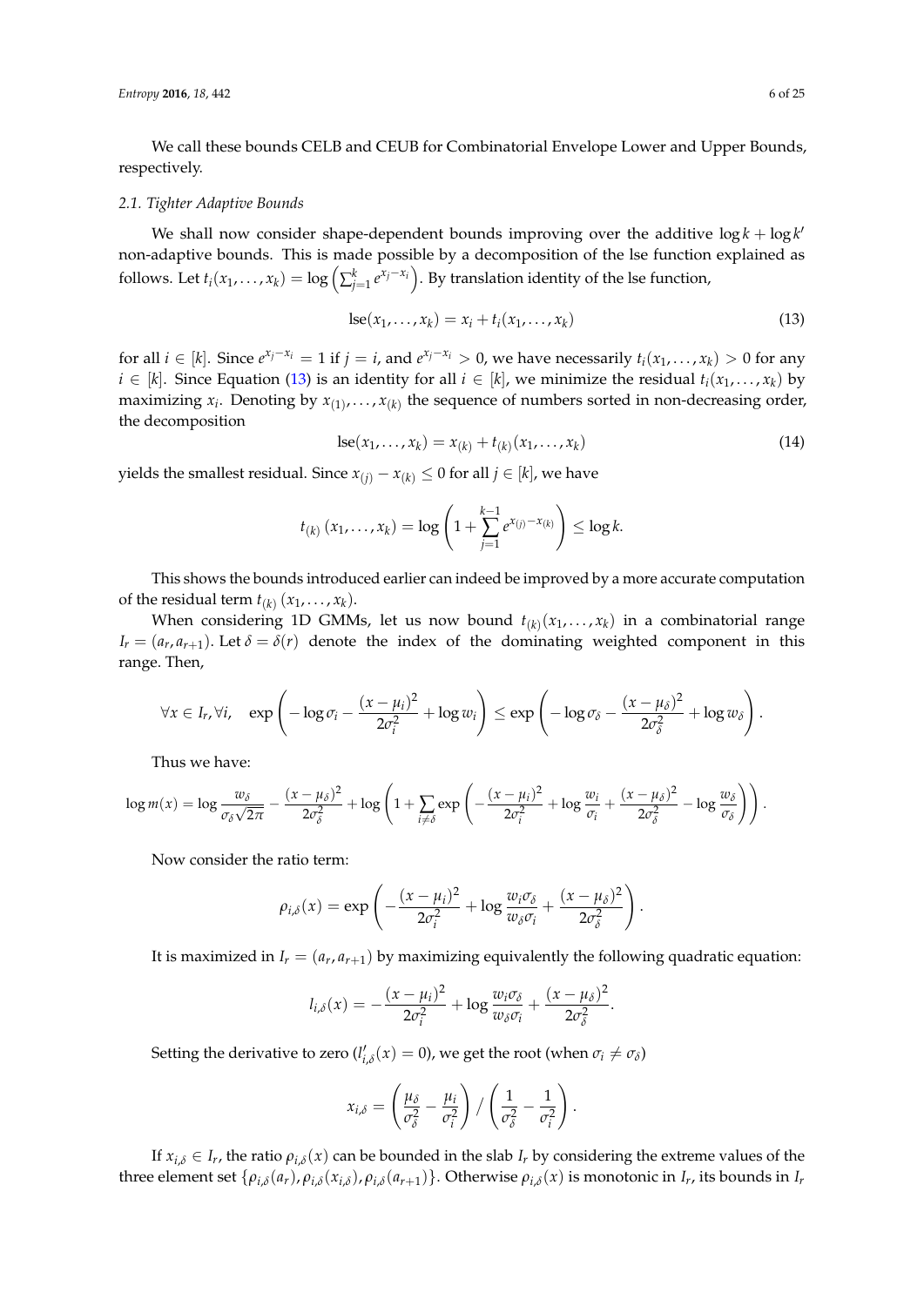We call these bounds CELB and CEUB for Combinatorial Envelope Lower and Upper Bounds, respectively.

### 2.1. Tighter Adaptive Bounds

We shall now consider shape-dependent bounds improving over the additive $\log k + \log k'$ non-adaptive bounds. This is made possible by a decomposition of the lse function explained as follows. Let $t_i(x_1, \ldots, x_k) = \log \left( \sum_{j=1}^{k} e^{x_j - x_i} \right)$. By translation identity of the lse function,

$$\mathrm{lse}(x_1, \ldots, x_k) = x_i + t_i(x_1, \ldots, x_k) \tag{13}$$

for all $i \in [k]$. Since $e^{x_j - x_i} = 1$ if $j = i$, and $e^{x_j - x_i} > 0$, we have necessarily $t_i(x_1, \ldots, x_k) > 0$ for any $i \in [k]$. Since Equation (13) is an identity for all $i \in [k]$, we minimize the residual $t_i(x_1, \ldots, x_k)$ by maximizing $x_i$. Denoting by $x_{(1)}, \ldots, x_{(k)}$ the sequence of numbers sorted in non-decreasing order, the decomposition

$$\mathrm{lse}(x_1, \ldots, x_k) = x_{(k)} + t_{(k)}(x_1, \ldots, x_k) \tag{14}$$

yields the smallest residual. Since $x_{(j)} - x_{(k)} \leq 0$ for all $j \in [k]$, we have

$$t_{(k)}\left(x_1, \ldots, x_k\right) = \log\left(1 + \sum_{j=1}^{k-1} e^{x_{(j)} - x_{(k)}}\right) \leq \log k.$$

This shows the bounds introduced earlier can indeed be improved by a more accurate computation of the residual term $t_{(k)}\left(x_1, \ldots, x_k\right)$.

When considering 1D GMMs, let us now bound $t_{(k)}(x_1, \ldots, x_k)$ in a combinatorial range $I_r = (a_r, a_{r+1})$. Let $\delta = \delta(r)$ denote the index of the dominating weighted component in this range. Then,

$$\forall x \in I_r, \forall i, \quad \exp\left(-\log \sigma_i - \frac{(x-\mu_i)^2}{2\sigma_i^2} + \log w_i\right) \leq \exp\left(-\log \sigma_\delta - \frac{(x-\mu_\delta)^2}{2\sigma_\delta^2} + \log w_\delta\right).$$

Thus we have:

$$\log m(x) = \log \frac{w_\delta}{\sigma_\delta \sqrt{2\pi}} - \frac{(x-\mu_\delta)^2}{2\sigma_\delta^2} + \log\left(1 + \sum_{i \neq \delta} \exp\left(-\frac{(x-\mu_i)^2}{2\sigma_i^2} + \log \frac{w_i}{\sigma_i} + \frac{(x-\mu_\delta)^2}{2\sigma_\delta^2} - \log \frac{w_\delta}{\sigma_\delta}\right)\right).$$

Now consider the ratio term:

$$\rho_{i,\delta}(x) = \exp\left(-\frac{(x-\mu_i)^2}{2\sigma_i^2} + \log \frac{w_i \sigma_\delta}{w_\delta \sigma_i} + \frac{(x-\mu_\delta)^2}{2\sigma_\delta^2}\right).$$

It is maximized in $I_r = (a_r, a_{r+1})$ by maximizing equivalently the following quadratic equation:

$$l_{i,\delta}(x) = -\frac{(x-\mu_i)^2}{2\sigma_i^2} + \log \frac{w_i \sigma_\delta}{w_\delta \sigma_i} + \frac{(x-\mu_\delta)^2}{2\sigma_\delta^2}.$$

Setting the derivative to zero ($l'_{i,\delta}(x) = 0$), we get the root (when $\sigma_i \neq \sigma_\delta$)

$$x_{i,\delta} = \left(\frac{\mu_\delta}{\sigma_\delta^2} - \frac{\mu_i}{\sigma_i^2}\right) \Big/ \left(\frac{1}{\sigma_\delta^2} - \frac{1}{\sigma_i^2}\right).$$

If $x_{i,\delta} \in I_r$, the ratio $\rho_{i,\delta}(x)$ can be bounded in the slab $I_r$ by considering the extreme values of the three element set $\{\rho_{i,\delta}(a_r), \rho_{i,\delta}(x_{i,\delta}), \rho_{i,\delta}(a_{r+1})\}$. Otherwise $\rho_{i,\delta}(x)$ is monotonic in $I_r$, its bounds in $I_r$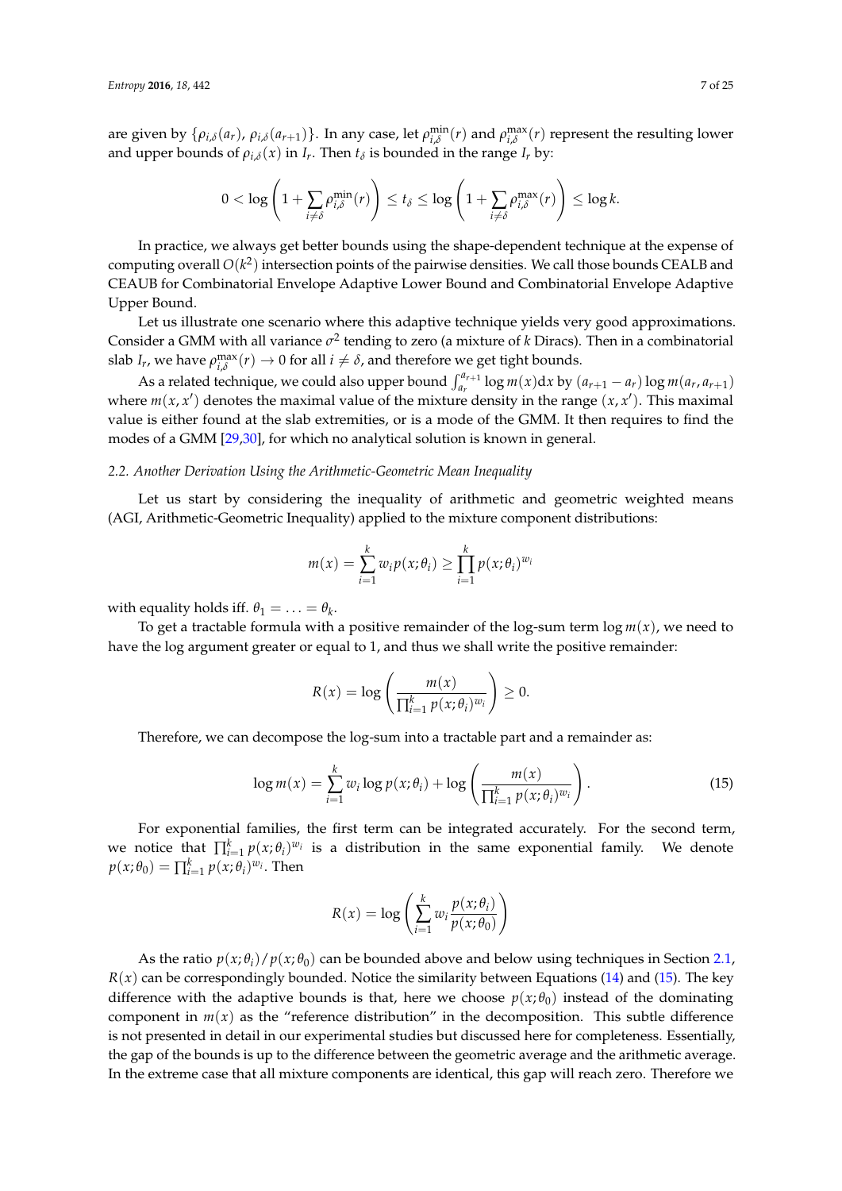are given by $\{\rho_{i,\delta}(a_r),\, \rho_{i,\delta}(a_{r+1})\}$. In any case, let $\rho_{i,\delta}^{\min}(r)$ and $\rho_{i,\delta}^{\max}(r)$ represent the resulting lower and upper bounds of $\rho_{i,\delta}(x)$ in $I_r$. Then $t_\delta$ is bounded in the range $I_r$ by:

$$0 < \log\left(1 + \sum_{i \neq \delta} \rho_{i,\delta}^{\min}(r)\right) \leq t_\delta \leq \log\left(1 + \sum_{i \neq \delta} \rho_{i,\delta}^{\max}(r)\right) \leq \log k.$$

In practice, we always get better bounds using the shape-dependent technique at the expense of computing overall $O(k^2)$ intersection points of the pairwise densities. We call those bounds CEALB and CEAUB for Combinatorial Envelope Adaptive Lower Bound and Combinatorial Envelope Adaptive Upper Bound.

Let us illustrate one scenario where this adaptive technique yields very good approximations. Consider a GMM with all variance $\sigma^2$ tending to zero (a mixture of $k$ Diracs). Then in a combinatorial slab $I_r$, we have $\rho_{i,\delta}^{\max}(r) \to 0$ for all $i \neq \delta$, and therefore we get tight bounds.

As a related technique, we could also upper bound $\int_{a_r}^{a_{r+1}} \log m(x) \mathrm{d}x$ by $(a_{r+1} - a_r) \log m(a_r, a_{r+1})$ where $m(x, x')$ denotes the maximal value of the mixture density in the range $(x, x')$. This maximal value is either found at the slab extremities, or is a mode of the GMM. It then requires to find the modes of a GMM [29,30], for which no analytical solution is known in general.

### 2.2. Another Derivation Using the Arithmetic-Geometric Mean Inequality

Let us start by considering the inequality of arithmetic and geometric weighted means (AGI, Arithmetic-Geometric Inequality) applied to the mixture component distributions:

$$m(x) = \sum_{i=1}^{k} w_i p(x; \theta_i) \geq \prod_{i=1}^{k} p(x; \theta_i)^{w_i}$$

with equality holds iff. $\theta_1 = \ldots = \theta_k$.

To get a tractable formula with a positive remainder of the log-sum term $\log m(x)$, we need to have the log argument greater or equal to 1, and thus we shall write the positive remainder:

$$R(x) = \log\left(\frac{m(x)}{\prod_{i=1}^{k} p(x; \theta_i)^{w_i}}\right) \geq 0.$$

Therefore, we can decompose the log-sum into a tractable part and a remainder as:

$$\log m(x) = \sum_{i=1}^{k} w_i \log p(x; \theta_i) + \log\left(\frac{m(x)}{\prod_{i=1}^{k} p(x; \theta_i)^{w_i}}\right). \tag{15}$$

For exponential families, the first term can be integrated accurately. For the second term, we notice that $\prod_{i=1}^{k} p(x; \theta_i)^{w_i}$ is a distribution in the same exponential family. We denote $p(x; \theta_0) = \prod_{i=1}^{k} p(x; \theta_i)^{w_i}$. Then

$$R(x) = \log\left(\sum_{i=1}^{k} w_i \frac{p(x; \theta_i)}{p(x; \theta_0)}\right)$$

As the ratio $p(x; \theta_i)/p(x; \theta_0)$ can be bounded above and below using techniques in Section 2.1, $R(x)$ can be correspondingly bounded. Notice the similarity between Equations (14) and (15). The key difference with the adaptive bounds is that, here we choose $p(x; \theta_0)$ instead of the dominating component in $m(x)$ as the "reference distribution" in the decomposition. This subtle difference is not presented in detail in our experimental studies but discussed here for completeness. Essentially, the gap of the bounds is up to the difference between the geometric average and the arithmetic average. In the extreme case that all mixture components are identical, this gap will reach zero. Therefore we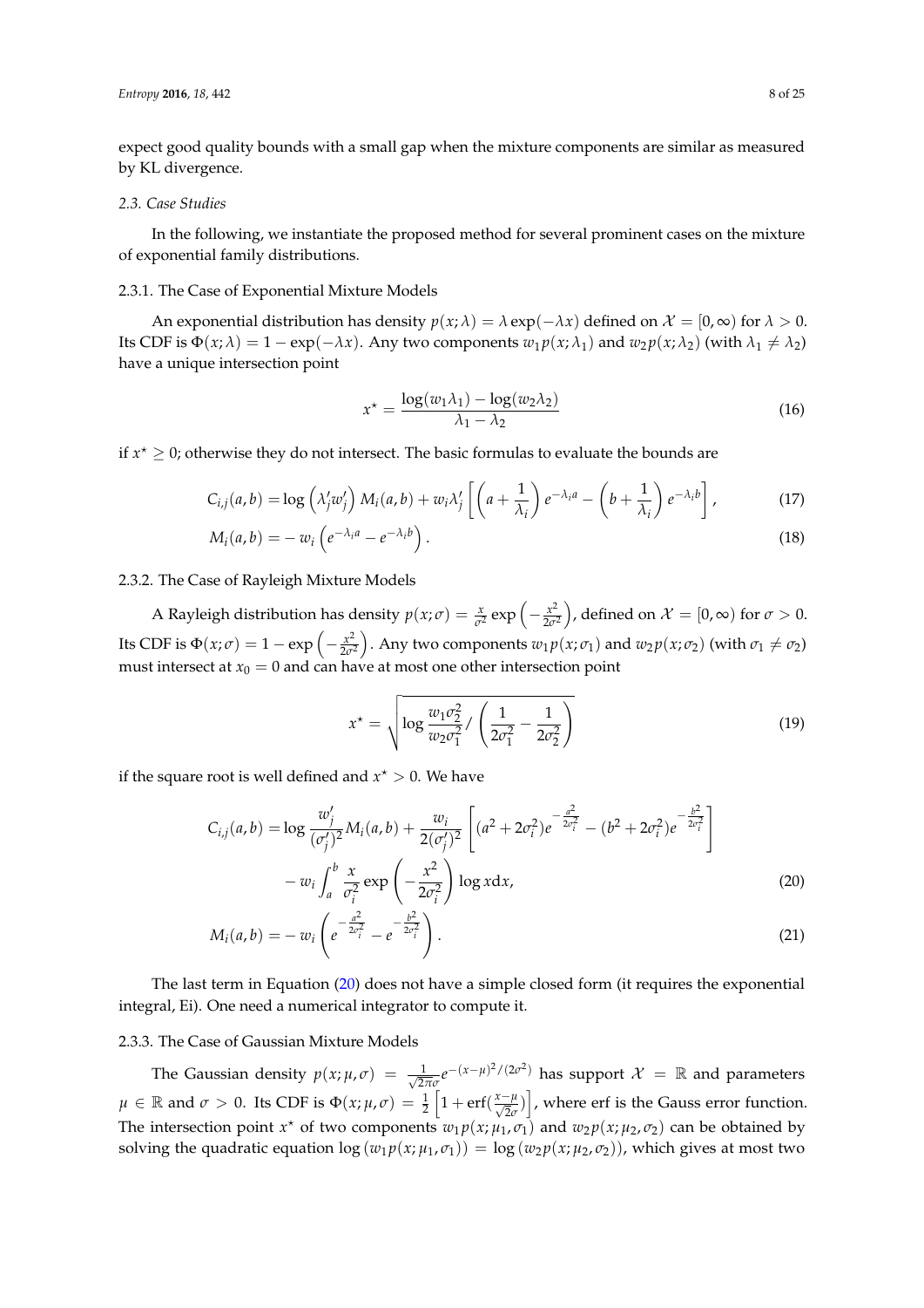expect good quality bounds with a small gap when the mixture components are similar as measured by KL divergence.

### 2.3. Case Studies

In the following, we instantiate the proposed method for several prominent cases on the mixture of exponential family distributions.

#### 2.3.1. The Case of Exponential Mixture Models

An exponential distribution has density $p(x;\lambda) = \lambda \exp(-\lambda x)$ defined on $\mathcal{X} = [0, \infty)$ for $\lambda > 0$. Its CDF is $\Phi(x;\lambda) = 1 - \exp(-\lambda x)$. Any two components $w_1 p(x;\lambda_1)$ and $w_2 p(x;\lambda_2)$ (with $\lambda_1 \neq \lambda_2$) have a unique intersection point

$$x^\star = \frac{\log(w_1\lambda_1) - \log(w_2\lambda_2)}{\lambda_1 - \lambda_2} \tag{16}$$

if $x^\star \geq 0$; otherwise they do not intersect. The basic formulas to evaluate the bounds are

$$C_{i,j}(a,b) = \log\left(\lambda'_j w'_j\right) M_i(a,b) + w_i \lambda'_j \left[\left(a + \frac{1}{\lambda_i}\right) e^{-\lambda_i a} - \left(b + \frac{1}{\lambda_i}\right) e^{-\lambda_i b}\right], \tag{17}$$

$$M_i(a,b) = -\, w_i \left(e^{-\lambda_i a} - e^{-\lambda_i b}\right). \tag{18}$$

#### 2.3.2. The Case of Rayleigh Mixture Models

A Rayleigh distribution has density $p(x;\sigma) = \frac{x}{\sigma^2} \exp\left(-\frac{x^2}{2\sigma^2}\right)$, defined on $\mathcal{X} = [0, \infty)$ for $\sigma > 0$. Its CDF is $\Phi(x;\sigma) = 1 - \exp\left(-\frac{x^2}{2\sigma^2}\right)$. Any two components $w_1 p(x;\sigma_1)$ and $w_2 p(x;\sigma_2)$ (with $\sigma_1 \neq \sigma_2$) must intersect at $x_0 = 0$ and can have at most one other intersection point

$$x^\star = \sqrt{\log \frac{w_1 \sigma_2^2}{w_2 \sigma_1^2} \Big/ \left(\frac{1}{2\sigma_1^2} - \frac{1}{2\sigma_2^2}\right)} \tag{19}$$

if the square root is well defined and $x^\star > 0$. We have

$$\begin{aligned} C_{i,j}(a,b) = &\log \frac{w'_j}{(\sigma'_j)^2} M_i(a,b) + \frac{w_i}{2(\sigma'_j)^2}\left[(a^2 + 2\sigma_i^2) e^{-\frac{a^2}{2\sigma_i^2}} - (b^2 + 2\sigma_i^2) e^{-\frac{b^2}{2\sigma_i^2}}\right] \\ &- w_i \int_a^b \frac{x}{\sigma_i^2} \exp\left(-\frac{x^2}{2\sigma_i^2}\right) \log x \mathrm{d}x, \end{aligned} \tag{20}$$

$$M_i(a,b) = -\, w_i \left(e^{-\frac{a^2}{2\sigma_i^2}} - e^{-\frac{b^2}{2\sigma_i^2}}\right). \tag{21}$$

The last term in Equation (20) does not have a simple closed form (it requires the exponential integral, Ei). One need a numerical integrator to compute it.

#### 2.3.3. The Case of Gaussian Mixture Models

The Gaussian density $p(x;\mu,\sigma) = \frac{1}{\sqrt{2\pi}\sigma} e^{-(x-\mu)^2/(2\sigma^2)}$ has support $\mathcal{X} = \mathbb{R}$ and parameters $\mu \in \mathbb{R}$ and $\sigma > 0$. Its CDF is $\Phi(x;\mu,\sigma) = \frac{1}{2}\left[1 + \operatorname{erf}(\frac{x-\mu}{\sqrt{2}\sigma})\right]$, where erf is the Gauss error function. The intersection point $x^\star$ of two components $w_1 p(x;\mu_1,\sigma_1)$ and $w_2 p(x;\mu_2,\sigma_2)$ can be obtained by solving the quadratic equation $\log(w_1 p(x;\mu_1,\sigma_1)) = \log(w_2 p(x;\mu_2,\sigma_2))$, which gives at most two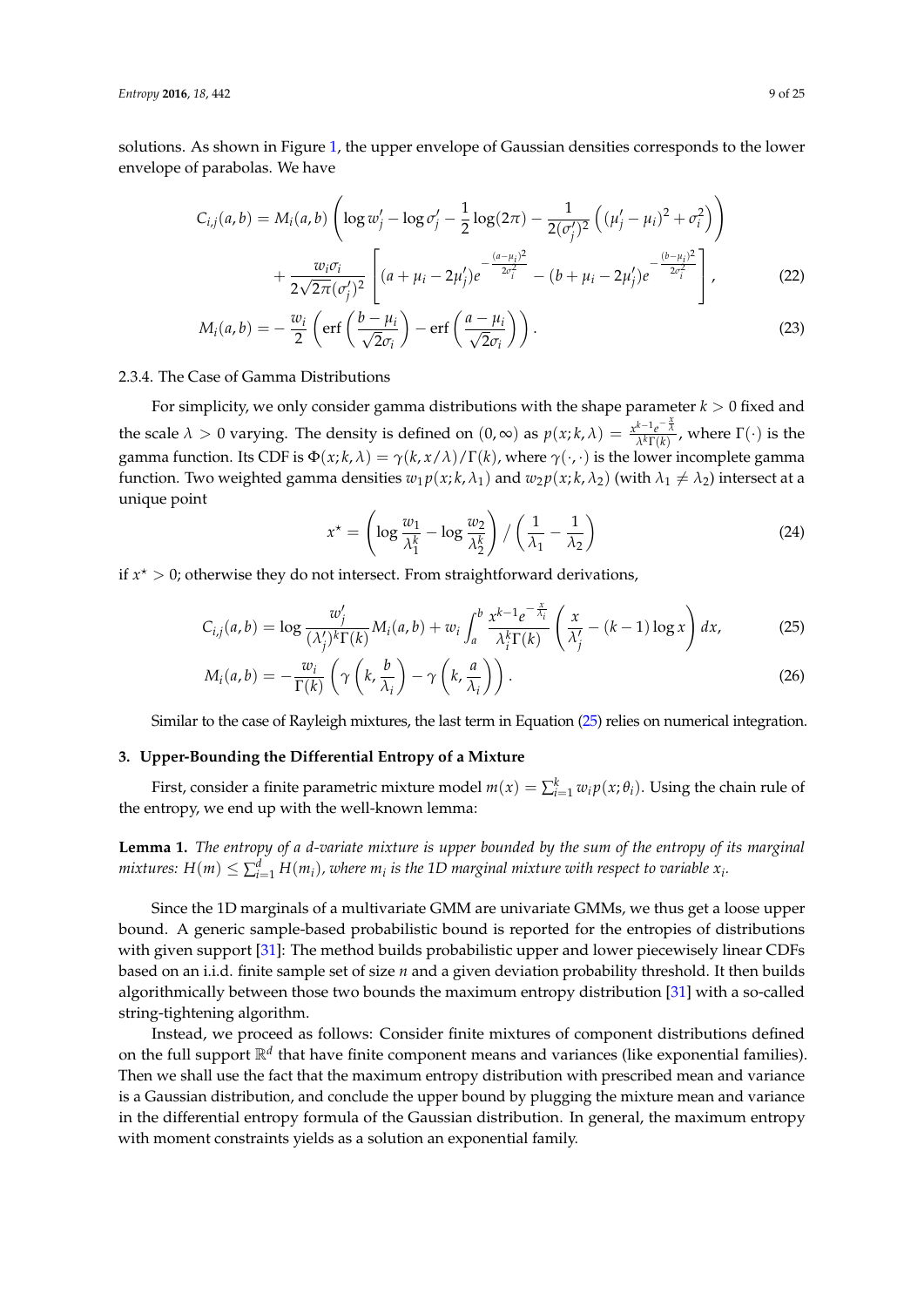solutions. As shown in Figure 1, the upper envelope of Gaussian densities corresponds to the lower envelope of parabolas. We have

$$C_{i,j}(a,b) = M_i(a,b)\left(\log w'_j - \log \sigma'_j - \frac{1}{2}\log(2\pi) - \frac{1}{2(\sigma'_j)^2}\left((\mu'_j - \mu_i)^2 + \sigma_i^2\right)\right) + \frac{w_i \sigma_i}{2\sqrt{2\pi}(\sigma'_j)^2}\left[(a + \mu_i - 2\mu'_j)e^{-\frac{(a-\mu_i)^2}{2\sigma_i^2}} - (b + \mu_i - 2\mu'_j)e^{-\frac{(b-\mu_i)^2}{2\sigma_i^2}}\right], \tag{22}$$

$$M_i(a,b) = -\frac{w_i}{2}\left(\mathrm{erf}\left(\frac{b-\mu_i}{\sqrt{2}\sigma_i}\right) - \mathrm{erf}\left(\frac{a-\mu_i}{\sqrt{2}\sigma_i}\right)\right). \tag{23}$$

2.3.4. The Case of Gamma Distributions

For simplicity, we only consider gamma distributions with the shape parameter $k > 0$ fixed and the scale $\lambda > 0$ varying. The density is defined on $(0, \infty)$ as $p(x; k, \lambda) = \frac{x^{k-1}e^{-\frac{x}{\lambda}}}{\lambda^k \Gamma(k)}$, where $\Gamma(\cdot)$ is the gamma function. Its CDF is $\Phi(x; k, \lambda) = \gamma(k, x/\lambda)/\Gamma(k)$, where $\gamma(\cdot, \cdot)$ is the lower incomplete gamma function. Two weighted gamma densities $w_1 p(x; k, \lambda_1)$ and $w_2 p(x; k, \lambda_2)$ (with $\lambda_1 \neq \lambda_2$) intersect at a unique point

$$x^\star = \left(\log \frac{w_1}{\lambda_1^k} - \log \frac{w_2}{\lambda_2^k}\right) \Big/ \left(\frac{1}{\lambda_1} - \frac{1}{\lambda_2}\right) \tag{24}$$

if $x^\star > 0$; otherwise they do not intersect. From straightforward derivations,

$$C_{i,j}(a,b) = \log \frac{w'_j}{(\lambda'_j)^k \Gamma(k)} M_i(a,b) + w_i \int_a^b \frac{x^{k-1}e^{-\frac{x}{\lambda_i}}}{\lambda_i^k \Gamma(k)}\left(\frac{x}{\lambda'_j} - (k-1)\log x\right) dx, \tag{25}$$

$$M_i(a,b) = -\frac{w_i}{\Gamma(k)}\left(\gamma\left(k, \frac{b}{\lambda_i}\right) - \gamma\left(k, \frac{a}{\lambda_i}\right)\right). \tag{26}$$

Similar to the case of Rayleigh mixtures, the last term in Equation (25) relies on numerical integration.

### 3. Upper-Bounding the Differential Entropy of a Mixture

First, consider a finite parametric mixture model $m(x) = \sum_{i=1}^k w_i p(x; \theta_i)$. Using the chain rule of the entropy, we end up with the well-known lemma:

**Lemma 1.** *The entropy of a d-variate mixture is upper bounded by the sum of the entropy of its marginal mixtures:* $H(m) \leq \sum_{i=1}^d H(m_i)$*, where* $m_i$ *is the 1D marginal mixture with respect to variable* $x_i$*.*

Since the 1D marginals of a multivariate GMM are univariate GMMs, we thus get a loose upper bound. A generic sample-based probabilistic bound is reported for the entropies of distributions with given support [31]: The method builds probabilistic upper and lower piecewisely linear CDFs based on an i.i.d. finite sample set of size $n$ and a given deviation probability threshold. It then builds algorithmically between those two bounds the maximum entropy distribution [31] with a so-called string-tightening algorithm.

Instead, we proceed as follows: Consider finite mixtures of component distributions defined on the full support $\mathbb{R}^d$ that have finite component means and variances (like exponential families). Then we shall use the fact that the maximum entropy distribution with prescribed mean and variance is a Gaussian distribution, and conclude the upper bound by plugging the mixture mean and variance in the differential entropy formula of the Gaussian distribution. In general, the maximum entropy with moment constraints yields as a solution an exponential family.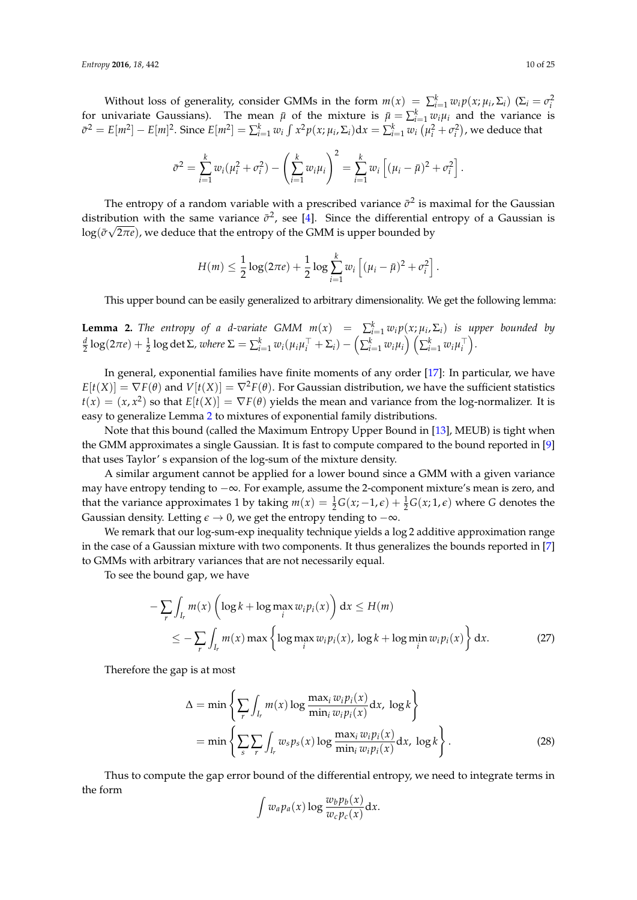Without loss of generality, consider GMMs in the form $m(x) = \sum_{i=1}^k w_i p(x; \mu_i, \Sigma_i)$ ($\Sigma_i = \sigma_i^2$ for univariate Gaussians). The mean $\bar{\mu}$ of the mixture is $\bar{\mu} = \sum_{i=1}^k w_i \mu_i$ and the variance is $\bar{\sigma}^2 = E[m^2] - E[m]^2$. Since $E[m^2] = \sum_{i=1}^k w_i \int x^2 p(x; \mu_i, \Sigma_i) \mathrm{d}x = \sum_{i=1}^k w_i \left(\mu_i^2 + \sigma_i^2\right)$, we deduce that

$$
\bar{\sigma}^2 = \sum_{i=1}^k w_i (\mu_i^2 + \sigma_i^2) - \left(\sum_{i=1}^k w_i \mu_i\right)^2 = \sum_{i=1}^k w_i \left[(\mu_i - \bar{\mu})^2 + \sigma_i^2\right].
$$

The entropy of a random variable with a prescribed variance $\bar{\sigma}^2$ is maximal for the Gaussian distribution with the same variance $\bar{\sigma}^2$, see [4]. Since the differential entropy of a Gaussian is $\log(\bar{\sigma}\sqrt{2\pi e})$, we deduce that the entropy of the GMM is upper bounded by

$$
H(m) \leq \frac{1}{2}\log(2\pi e) + \frac{1}{2}\log\sum_{i=1}^k w_i \left[(\mu_i - \bar{\mu})^2 + \sigma_i^2\right].
$$

This upper bound can be easily generalized to arbitrary dimensionality. We get the following lemma:

**Lemma 2.** *The entropy of a d-variate GMM* $m(x) = \sum_{i=1}^k w_i p(x; \mu_i, \Sigma_i)$ *is upper bounded by* $\frac{d}{2}\log(2\pi e) + \frac{1}{2}\log\det\Sigma$, *where* $\Sigma = \sum_{i=1}^k w_i(\mu_i\mu_i^\top + \Sigma_i) - \left(\sum_{i=1}^k w_i \mu_i\right)\left(\sum_{i=1}^k w_i \mu_i^\top\right)$.

In general, exponential families have finite moments of any order [17]: In particular, we have $E[t(X)] = \nabla F(\theta)$ and $V[t(X)] = \nabla^2 F(\theta)$. For Gaussian distribution, we have the sufficient statistics $t(x) = (x, x^2)$ so that $E[t(X)] = \nabla F(\theta)$ yields the mean and variance from the log-normalizer. It is easy to generalize Lemma 2 to mixtures of exponential family distributions.

Note that this bound (called the Maximum Entropy Upper Bound in [13], MEUB) is tight when the GMM approximates a single Gaussian. It is fast to compute compared to the bound reported in [9] that uses Taylor' s expansion of the log-sum of the mixture density.

A similar argument cannot be applied for a lower bound since a GMM with a given variance may have entropy tending to $-\infty$. For example, assume the 2-component mixture's mean is zero, and that the variance approximates 1 by taking $m(x) = \frac{1}{2}G(x; -1, \epsilon) + \frac{1}{2}G(x; 1, \epsilon)$ where $G$ denotes the Gaussian density. Letting $\epsilon \to 0$, we get the entropy tending to $-\infty$.

We remark that our log-sum-exp inequality technique yields a $\log 2$ additive approximation range in the case of a Gaussian mixture with two components. It thus generalizes the bounds reported in [7] to GMMs with arbitrary variances that are not necessarily equal.

To see the bound gap, we have

$$
\begin{aligned}
-\sum_r \int_{I_r} m(x)\left(\log k + \log\max_i w_i p_i(x)\right)\mathrm{d}x &\leq H(m) \\
&\leq -\sum_r \int_{I_r} m(x)\max\left\{\log\max_i w_i p_i(x),\, \log k + \log\min_i w_i p_i(x)\right\}\mathrm{d}x.
\end{aligned} \tag{27}
$$

Therefore the gap is at most

$$
\begin{aligned}
\Delta &= \min\left\{\sum_r \int_{I_r} m(x)\log\frac{\max_i w_i p_i(x)}{\min_i w_i p_i(x)}\mathrm{d}x,\ \log k\right\} \\
&= \min\left\{\sum_s \sum_r \int_{I_r} w_s p_s(x)\log\frac{\max_i w_i p_i(x)}{\min_i w_i p_i(x)}\mathrm{d}x,\ \log k\right\}.
\end{aligned} \tag{28}
$$

Thus to compute the gap error bound of the differential entropy, we need to integrate terms in the form

$$
\int w_a p_a(x)\log\frac{w_b p_b(x)}{w_c p_c(x)}\mathrm{d}x.
$$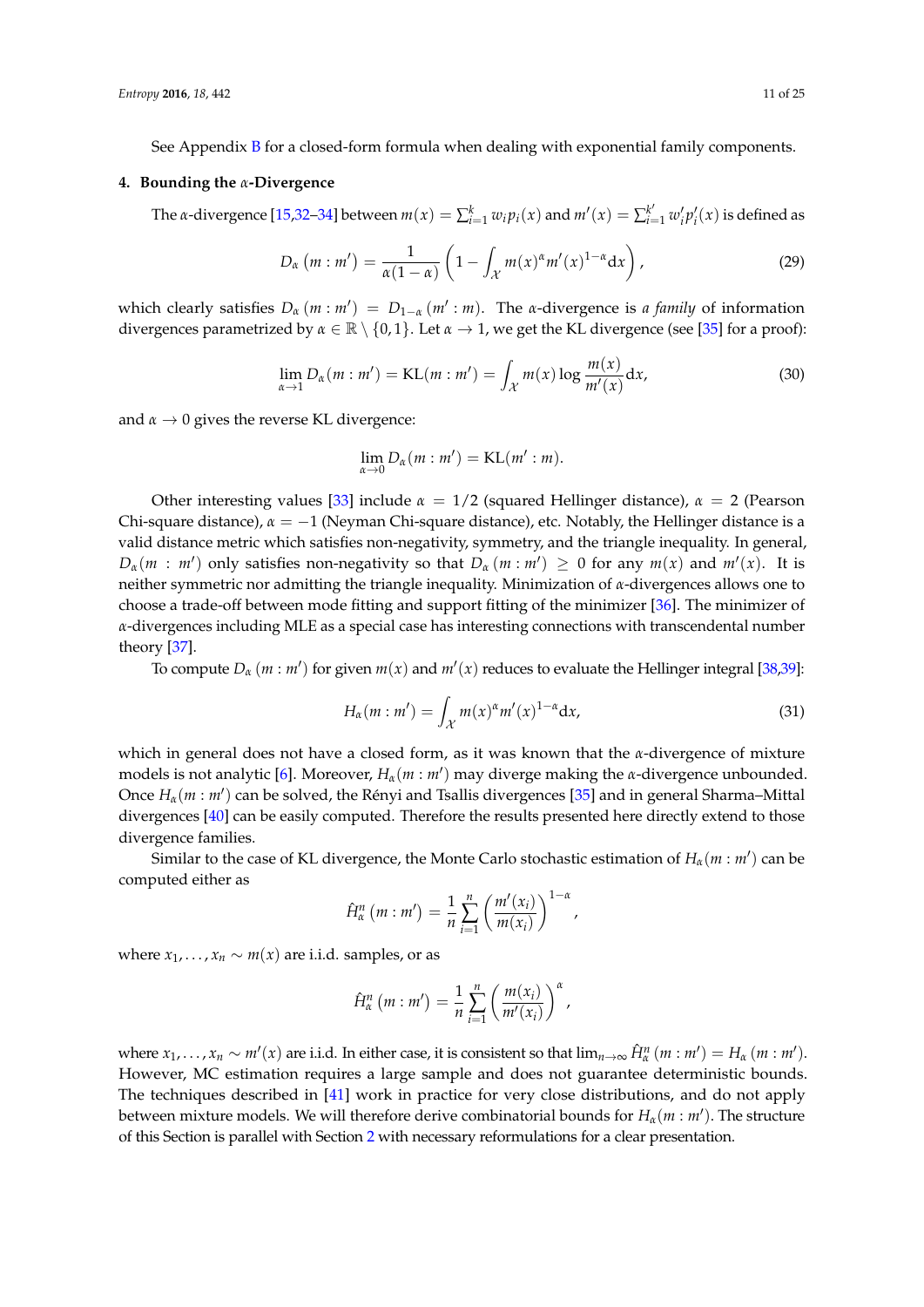See Appendix B for a closed-form formula when dealing with exponential family components.

## 4. Bounding the $\alpha$-Divergence

The $\alpha$-divergence [15,32–34] between $m(x) = \sum_{i=1}^{k} w_i p_i(x)$ and $m'(x) = \sum_{i=1}^{k'} w'_i p'_i(x)$ is defined as

$$D_\alpha\left(m : m'\right) = \frac{1}{\alpha(1-\alpha)}\left(1 - \int_{\mathcal{X}} m(x)^\alpha m'(x)^{1-\alpha} \mathrm{d}x\right), \tag{29}$$

which clearly satisfies $D_\alpha\left(m : m'\right) = D_{1-\alpha}\left(m' : m\right)$. The $\alpha$-divergence is *a family* of information divergences parametrized by $\alpha \in \mathbb{R} \setminus \{0, 1\}$. Let $\alpha \to 1$, we get the KL divergence (see [35] for a proof):

$$\lim_{\alpha \to 1} D_\alpha(m : m') = \mathrm{KL}(m : m') = \int_{\mathcal{X}} m(x) \log \frac{m(x)}{m'(x)} \mathrm{d}x, \tag{30}$$

and $\alpha \to 0$ gives the reverse KL divergence:

$$\lim_{\alpha \to 0} D_\alpha(m : m') = \mathrm{KL}(m' : m).$$

Other interesting values [33] include $\alpha = 1/2$ (squared Hellinger distance), $\alpha = 2$ (Pearson Chi-square distance), $\alpha = -1$ (Neyman Chi-square distance), etc. Notably, the Hellinger distance is a valid distance metric which satisfies non-negativity, symmetry, and the triangle inequality. In general, $D_\alpha(m : m')$ only satisfies non-negativity so that $D_\alpha\left(m : m'\right) \geq 0$ for any $m(x)$ and $m'(x)$. It is neither symmetric nor admitting the triangle inequality. Minimization of $\alpha$-divergences allows one to choose a trade-off between mode fitting and support fitting of the minimizer [36]. The minimizer of $\alpha$-divergences including MLE as a special case has interesting connections with transcendental number theory [37].

To compute $D_\alpha\left(m : m'\right)$ for given $m(x)$ and $m'(x)$ reduces to evaluate the Hellinger integral [38,39]:

$$H_\alpha(m : m') = \int_{\mathcal{X}} m(x)^\alpha m'(x)^{1-\alpha} \mathrm{d}x, \tag{31}$$

which in general does not have a closed form, as it was known that the $\alpha$-divergence of mixture models is not analytic [6]. Moreover, $H_\alpha(m : m')$ may diverge making the $\alpha$-divergence unbounded. Once $H_\alpha(m : m')$ can be solved, the Rényi and Tsallis divergences [35] and in general Sharma–Mittal divergences [40] can be easily computed. Therefore the results presented here directly extend to those divergence families.

Similar to the case of KL divergence, the Monte Carlo stochastic estimation of $H_\alpha(m : m')$ can be computed either as

$$\hat{H}^n_\alpha\left(m : m'\right) = \frac{1}{n} \sum_{i=1}^{n} \left(\frac{m'(x_i)}{m(x_i)}\right)^{1-\alpha},$$

where $x_1, \ldots, x_n \sim m(x)$ are i.i.d. samples, or as

$$\hat{H}^n_\alpha\left(m : m'\right) = \frac{1}{n} \sum_{i=1}^{n} \left(\frac{m(x_i)}{m'(x_i)}\right)^{\alpha},$$

where $x_1, \ldots, x_n \sim m'(x)$ are i.i.d. In either case, it is consistent so that $\lim_{n\to\infty} \hat{H}^n_\alpha\left(m : m'\right) = H_\alpha\left(m : m'\right)$. However, MC estimation requires a large sample and does not guarantee deterministic bounds. The techniques described in [41] work in practice for very close distributions, and do not apply between mixture models. We will therefore derive combinatorial bounds for $H_\alpha(m : m')$. The structure of this Section is parallel with Section 2 with necessary reformulations for a clear presentation.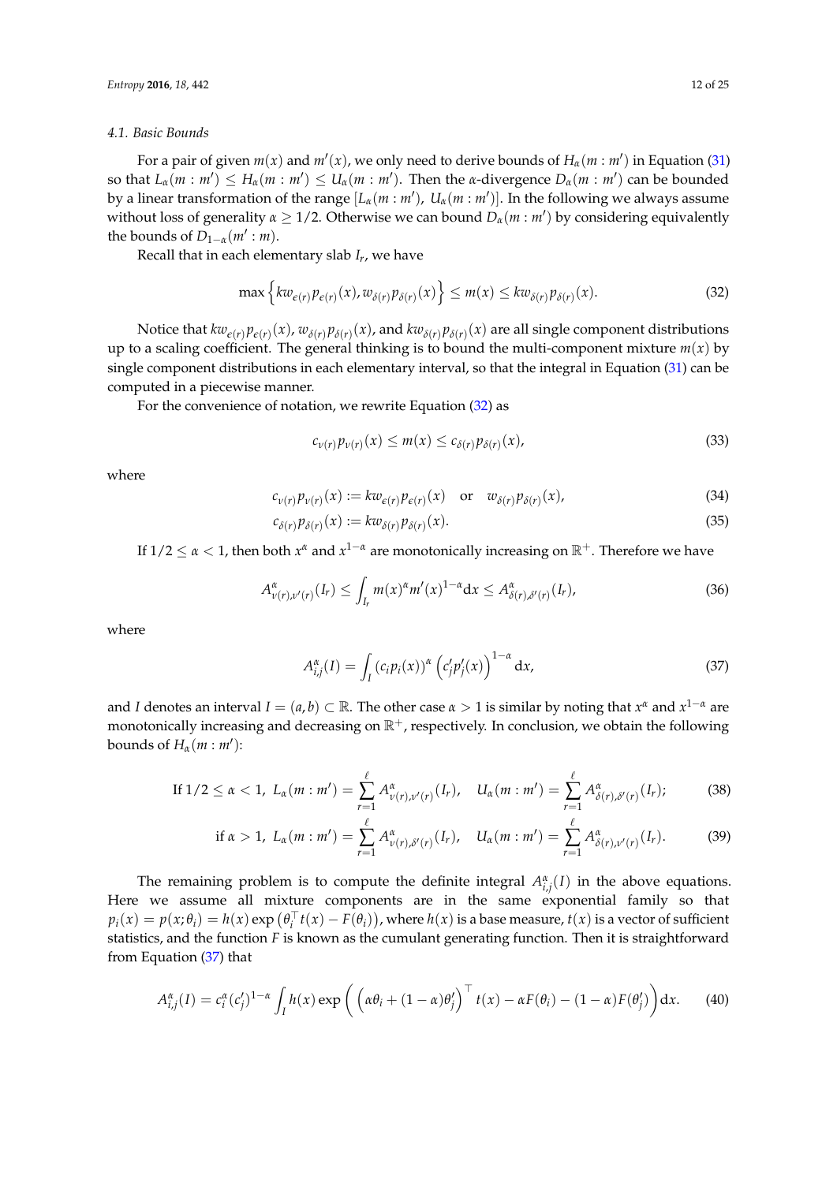### 4.1. Basic Bounds

For a pair of given $m(x)$ and $m'(x)$, we only need to derive bounds of $H_\alpha(m : m')$ in Equation (31) so that $L_\alpha(m : m') \leq H_\alpha(m : m') \leq U_\alpha(m : m')$. Then the $\alpha$-divergence $D_\alpha(m : m')$ can be bounded by a linear transformation of the range $[L_\alpha(m : m'),\ U_\alpha(m : m')]$. In the following we always assume without loss of generality $\alpha \geq 1/2$. Otherwise we can bound $D_\alpha(m : m')$ by considering equivalently the bounds of $D_{1-\alpha}(m' : m)$.

Recall that in each elementary slab $I_r$, we have

$$\max\left\{k w_{\epsilon(r)} p_{\epsilon(r)}(x), w_{\delta(r)} p_{\delta(r)}(x)\right\} \leq m(x) \leq k w_{\delta(r)} p_{\delta(r)}(x). \tag{32}$$

Notice that $k w_{\epsilon(r)} p_{\epsilon(r)}(x)$, $w_{\delta(r)} p_{\delta(r)}(x)$, and $k w_{\delta(r)} p_{\delta(r)}(x)$ are all single component distributions up to a scaling coefficient. The general thinking is to bound the multi-component mixture $m(x)$ by single component distributions in each elementary interval, so that the integral in Equation (31) can be computed in a piecewise manner.

For the convenience of notation, we rewrite Equation (32) as

$$c_{\nu(r)} p_{\nu(r)}(x) \leq m(x) \leq c_{\delta(r)} p_{\delta(r)}(x), \tag{33}$$

where

$$c_{\nu(r)} p_{\nu(r)}(x) := k w_{\epsilon(r)} p_{\epsilon(r)}(x) \quad \text{or} \quad w_{\delta(r)} p_{\delta(r)}(x), \tag{34}$$

$$c_{\delta(r)} p_{\delta(r)}(x) := k w_{\delta(r)} p_{\delta(r)}(x). \tag{35}$$

If $1/2 \leq \alpha < 1$, then both $x^\alpha$ and $x^{1-\alpha}$ are monotonically increasing on $\mathbb{R}^+$. Therefore we have

$$A^\alpha_{\nu(r),\nu'(r)}(I_r) \leq \int_{I_r} m(x)^\alpha m'(x)^{1-\alpha} \mathrm{d}x \leq A^\alpha_{\delta(r),\delta'(r)}(I_r), \tag{36}$$

where

$$A^\alpha_{i,j}(I) = \int_I \left(c_i p_i(x)\right)^\alpha \left(c'_j p'_j(x)\right)^{1-\alpha} \mathrm{d}x, \tag{37}$$

and $I$ denotes an interval $I = (a, b) \subset \mathbb{R}$. The other case $\alpha > 1$ is similar by noting that $x^\alpha$ and $x^{1-\alpha}$ are monotonically increasing and decreasing on $\mathbb{R}^+$, respectively. In conclusion, we obtain the following bounds of $H_\alpha(m : m')$:

$$\text{If } 1/2 \leq \alpha < 1,\ L_\alpha(m : m') = \sum_{r=1}^{\ell} A^\alpha_{\nu(r),\nu'(r)}(I_r), \quad U_\alpha(m : m') = \sum_{r=1}^{\ell} A^\alpha_{\delta(r),\delta'(r)}(I_r); \tag{38}$$

$$\text{if } \alpha > 1,\ L_\alpha(m : m') = \sum_{r=1}^{\ell} A^\alpha_{\nu(r),\delta'(r)}(I_r), \quad U_\alpha(m : m') = \sum_{r=1}^{\ell} A^\alpha_{\delta(r),\nu'(r)}(I_r). \tag{39}$$

The remaining problem is to compute the definite integral $A^\alpha_{i,j}(I)$ in the above equations. Here we assume all mixture components are in the same exponential family so that $p_i(x) = p(x; \theta_i) = h(x) \exp\left(\theta_i^\top t(x) - F(\theta_i)\right)$, where $h(x)$ is a base measure, $t(x)$ is a vector of sufficient statistics, and the function $F$ is known as the cumulant generating function. Then it is straightforward from Equation (37) that

$$A^\alpha_{i,j}(I) = c_i^\alpha (c'_j)^{1-\alpha} \int_I h(x) \exp\left(\left(\alpha\theta_i + (1-\alpha)\theta'_j\right)^\top t(x) - \alpha F(\theta_i) - (1-\alpha) F(\theta'_j)\right) \mathrm{d}x. \tag{40}$$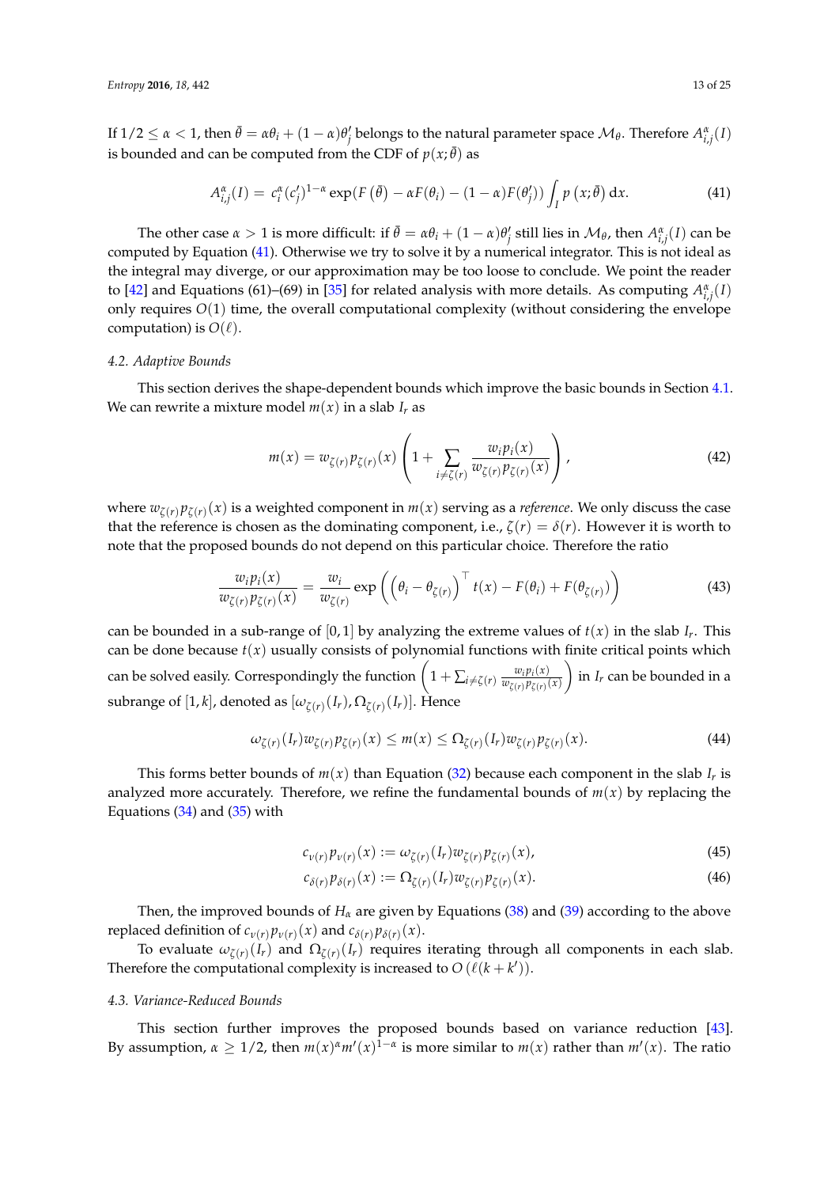If $1/2 \le \alpha < 1$, then $\bar{\theta} = \alpha\theta_i + (1-\alpha)\theta'_j$ belongs to the natural parameter space $\mathcal{M}_\theta$. Therefore $A^{\alpha}_{i,j}(I)$ is bounded and can be computed from the CDF of $p(x;\bar{\theta})$ as

$$A^{\alpha}_{i,j}(I) = c_i^{\alpha}(c'_j)^{1-\alpha} \exp\left(F\left(\bar{\theta}\right) - \alpha F(\theta_i) - (1-\alpha)F(\theta'_j)\right) \int_I p\left(x;\bar{\theta}\right) \mathrm{d}x. \tag{41}$$

The other case $\alpha > 1$ is more difficult: if $\bar{\theta} = \alpha\theta_i + (1-\alpha)\theta'_j$ still lies in $\mathcal{M}_\theta$, then $A^{\alpha}_{i,j}(I)$ can be computed by Equation (41). Otherwise we try to solve it by a numerical integrator. This is not ideal as the integral may diverge, or our approximation may be too loose to conclude. We point the reader to [42] and Equations (61)–(69) in [35] for related analysis with more details. As computing $A^{\alpha}_{i,j}(I)$ only requires $O(1)$ time, the overall computational complexity (without considering the envelope computation) is $O(\ell)$.

### 4.2. Adaptive Bounds

This section derives the shape-dependent bounds which improve the basic bounds in Section 4.1. We can rewrite a mixture model $m(x)$ in a slab $I_r$ as

$$m(x) = w_{\zeta(r)} p_{\zeta(r)}(x) \left(1 + \sum_{i \neq \zeta(r)} \frac{w_i p_i(x)}{w_{\zeta(r)} p_{\zeta(r)}(x)}\right), \tag{42}$$

where $w_{\zeta(r)} p_{\zeta(r)}(x)$ is a weighted component in $m(x)$ serving as a *reference*. We only discuss the case that the reference is chosen as the dominating component, i.e., $\zeta(r) = \delta(r)$. However it is worth to note that the proposed bounds do not depend on this particular choice. Therefore the ratio

$$\frac{w_i p_i(x)}{w_{\zeta(r)} p_{\zeta(r)}(x)} = \frac{w_i}{w_{\zeta(r)}} \exp\left(\left(\theta_i - \theta_{\zeta(r)}\right)^\top t(x) - F(\theta_i) + F(\theta_{\zeta(r)})\right) \tag{43}$$

can be bounded in a sub-range of $[0,1]$ by analyzing the extreme values of $t(x)$ in the slab $I_r$. This can be done because $t(x)$ usually consists of polynomial functions with finite critical points which can be solved easily. Correspondingly the function $\left(1 + \sum_{i \neq \zeta(r)} \frac{w_i p_i(x)}{w_{\zeta(r)} p_{\zeta(r)}(x)}\right)$ in $I_r$ can be bounded in a subrange of $[1,k]$, denoted as $[\omega_{\zeta(r)}(I_r), \Omega_{\zeta(r)}(I_r)]$. Hence

$$\omega_{\zeta(r)}(I_r) w_{\zeta(r)} p_{\zeta(r)}(x) \le m(x) \le \Omega_{\zeta(r)}(I_r) w_{\zeta(r)} p_{\zeta(r)}(x). \tag{44}$$

This forms better bounds of $m(x)$ than Equation (32) because each component in the slab $I_r$ is analyzed more accurately. Therefore, we refine the fundamental bounds of $m(x)$ by replacing the Equations (34) and (35) with

$$c_{\nu(r)} p_{\nu(r)}(x) := \omega_{\zeta(r)}(I_r) w_{\zeta(r)} p_{\zeta(r)}(x), \tag{45}$$

$$c_{\delta(r)} p_{\delta(r)}(x) := \Omega_{\zeta(r)}(I_r) w_{\zeta(r)} p_{\zeta(r)}(x). \tag{46}$$

Then, the improved bounds of $H_\alpha$ are given by Equations (38) and (39) according to the above replaced definition of $c_{\nu(r)} p_{\nu(r)}(x)$ and $c_{\delta(r)} p_{\delta(r)}(x)$.

To evaluate $\omega_{\zeta(r)}(I_r)$ and $\Omega_{\zeta(r)}(I_r)$ requires iterating through all components in each slab. Therefore the computational complexity is increased to $O\left(\ell(k+k')\right)$.

### 4.3. Variance-Reduced Bounds

This section further improves the proposed bounds based on variance reduction [43]. By assumption, $\alpha \ge 1/2$, then $m(x)^{\alpha} m'(x)^{1-\alpha}$ is more similar to $m(x)$ rather than $m'(x)$. The ratio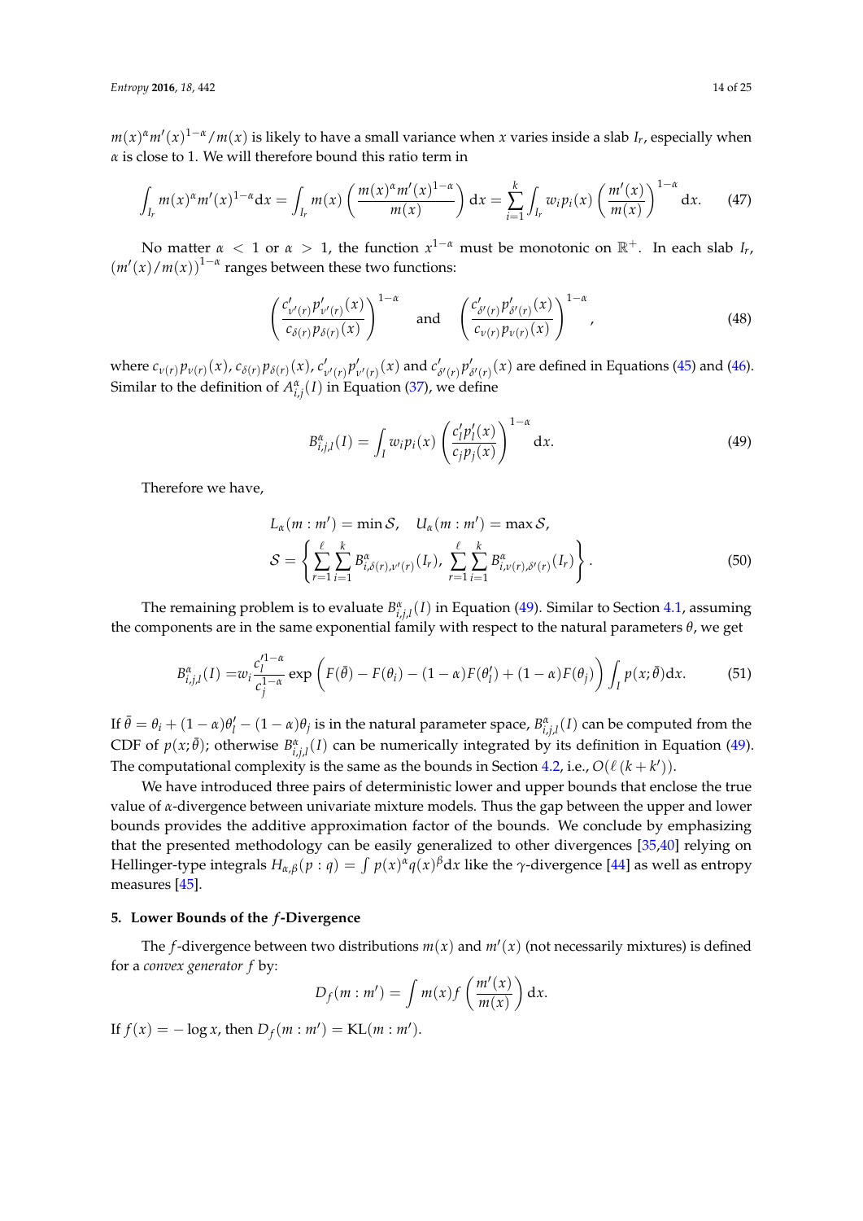$m(x)^{\alpha}m'(x)^{1-\alpha}/m(x)$ is likely to have a small variance when $x$ varies inside a slab $I_r$, especially when $\alpha$ is close to 1. We will therefore bound this ratio term in

$$\int_{I_r} m(x)^{\alpha}m'(x)^{1-\alpha}\mathrm{d}x = \int_{I_r} m(x)\left(\frac{m(x)^{\alpha}m'(x)^{1-\alpha}}{m(x)}\right)\mathrm{d}x = \sum_{i=1}^{k}\int_{I_r} w_i p_i(x)\left(\frac{m'(x)}{m(x)}\right)^{1-\alpha}\mathrm{d}x. \tag{47}$$

No matter $\alpha < 1$ or $\alpha > 1$, the function $x^{1-\alpha}$ must be monotonic on $\mathbb{R}^{+}$. In each slab $I_r$, $\left(m'(x)/m(x)\right)^{1-\alpha}$ ranges between these two functions:

$$\left(\frac{c'_{\nu'(r)}p'_{\nu'(r)}(x)}{c_{\delta(r)}p_{\delta(r)}(x)}\right)^{1-\alpha} \quad \text{and} \quad \left(\frac{c'_{\delta'(r)}p'_{\delta'(r)}(x)}{c_{\nu(r)}p_{\nu(r)}(x)}\right)^{1-\alpha}, \tag{48}$$

where $c_{\nu(r)}p_{\nu(r)}(x)$, $c_{\delta(r)}p_{\delta(r)}(x)$, $c'_{\nu'(r)}p'_{\nu'(r)}(x)$ and $c'_{\delta'(r)}p'_{\delta'(r)}(x)$ are defined in Equations (45) and (46). Similar to the definition of $A^{\alpha}_{i,j}(I)$ in Equation (37), we define

$$B^{\alpha}_{i,j,l}(I) = \int_{I} w_i p_i(x)\left(\frac{c'_l p'_l(x)}{c_j p_j(x)}\right)^{1-\alpha}\mathrm{d}x. \tag{49}$$

Therefore we have,

$$\begin{aligned} &L_{\alpha}(m : m') = \min\mathcal{S}, \quad U_{\alpha}(m : m') = \max\mathcal{S}, \\ &\mathcal{S} = \left\{\sum_{r=1}^{\ell}\sum_{i=1}^{k}B^{\alpha}_{i,\delta(r),\nu'(r)}(I_r),\ \sum_{r=1}^{\ell}\sum_{i=1}^{k}B^{\alpha}_{i,\nu(r),\delta'(r)}(I_r)\right\}. \end{aligned} \tag{50}$$

The remaining problem is to evaluate $B^{\alpha}_{i,j,l}(I)$ in Equation (49). Similar to Section 4.1, assuming the components are in the same exponential family with respect to the natural parameters $\theta$, we get

$$B^{\alpha}_{i,j,l}(I) = w_i\frac{c_l'^{1-\alpha}}{c_j^{1-\alpha}}\exp\left(F(\bar{\theta}) - F(\theta_i) - (1-\alpha)F(\theta'_l) + (1-\alpha)F(\theta_j)\right)\int_{I} p(x;\bar{\theta})\mathrm{d}x. \tag{51}$$

If $\bar{\theta} = \theta_i + (1-\alpha)\theta'_l - (1-\alpha)\theta_j$ is in the natural parameter space, $B^{\alpha}_{i,j,l}(I)$ can be computed from the CDF of $p(x;\bar{\theta})$; otherwise $B^{\alpha}_{i,j,l}(I)$ can be numerically integrated by its definition in Equation (49). The computational complexity is the same as the bounds in Section 4.2, i.e., $O(\ell\,(k+k'))$.

We have introduced three pairs of deterministic lower and upper bounds that enclose the true value of $\alpha$-divergence between univariate mixture models. Thus the gap between the upper and lower bounds provides the additive approximation factor of the bounds. We conclude by emphasizing that the presented methodology can be easily generalized to other divergences [35,40] relying on Hellinger-type integrals $H_{\alpha,\beta}(p : q) = \int p(x)^{\alpha}q(x)^{\beta}\mathrm{d}x$ like the $\gamma$-divergence [44] as well as entropy measures [45].

## 5. Lower Bounds of the $f$-Divergence

The $f$-divergence between two distributions $m(x)$ and $m'(x)$ (not necessarily mixtures) is defined for a *convex generator* $f$ by:

$$D_f(m : m') = \int m(x) f\left(\frac{m'(x)}{m(x)}\right)\mathrm{d}x.$$

If $f(x) = -\log x$, then $D_f(m : m') = \mathrm{KL}(m : m')$.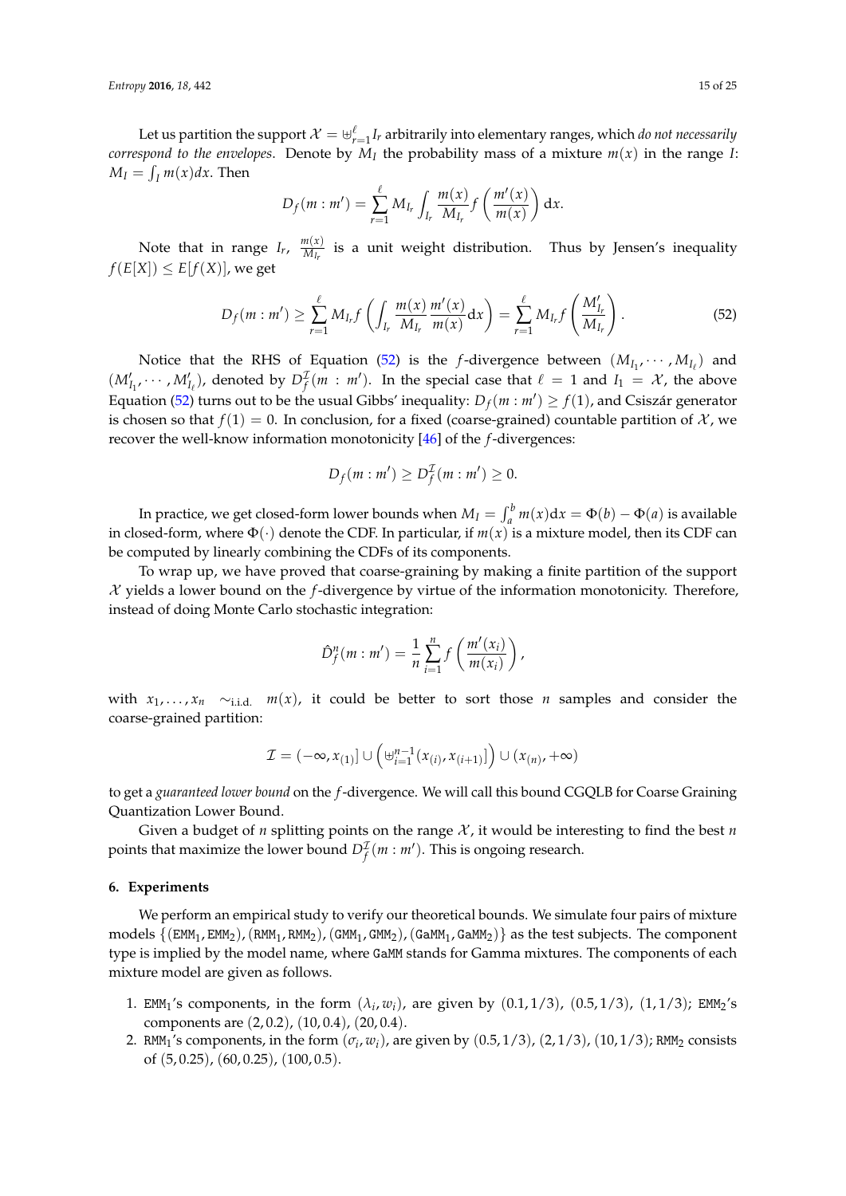Let us partition the support $\mathcal{X} = \uplus_{r=1}^{\ell} I_r$ arbitrarily into elementary ranges, which *do not necessarily correspond to the envelopes*. Denote by $M_I$ the probability mass of a mixture $m(x)$ in the range $I$: $M_I = \int_I m(x) dx$. Then

$$D_f(m : m') = \sum_{r=1}^{\ell} M_{I_r} \int_{I_r} \frac{m(x)}{M_{I_r}} f\left(\frac{m'(x)}{m(x)}\right) \mathrm{d}x.$$

Note that in range $I_r$, $\frac{m(x)}{M_{I_r}}$ is a unit weight distribution. Thus by Jensen's inequality $f(E[X]) \leq E[f(X)]$, we get

$$D_f(m : m') \geq \sum_{r=1}^{\ell} M_{I_r} f\left(\int_{I_r} \frac{m(x)}{M_{I_r}} \frac{m'(x)}{m(x)} \mathrm{d}x\right) = \sum_{r=1}^{\ell} M_{I_r} f\left(\frac{M'_{I_r}}{M_{I_r}}\right). \tag{52}$$

Notice that the RHS of Equation (52) is the $f$-divergence between $(M_{I_1}, \cdots, M_{I_\ell})$ and $(M'_{I_1}, \cdots, M'_{I_\ell})$, denoted by $D_f^{\mathcal{I}}(m : m')$. In the special case that $\ell = 1$ and $I_1 = \mathcal{X}$, the above Equation (52) turns out to be the usual Gibbs' inequality: $D_f(m : m') \geq f(1)$, and Csiszár generator is chosen so that $f(1) = 0$. In conclusion, for a fixed (coarse-grained) countable partition of $\mathcal{X}$, we recover the well-know information monotonicity [46] of the $f$-divergences:

$$D_f(m : m') \geq D_f^{\mathcal{I}}(m : m') \geq 0.$$

In practice, we get closed-form lower bounds when $M_I = \int_a^b m(x) \mathrm{d}x = \Phi(b) - \Phi(a)$ is available in closed-form, where $\Phi(\cdot)$ denote the CDF. In particular, if $m(x)$ is a mixture model, then its CDF can be computed by linearly combining the CDFs of its components.

To wrap up, we have proved that coarse-graining by making a finite partition of the support $\mathcal{X}$ yields a lower bound on the $f$-divergence by virtue of the information monotonicity. Therefore, instead of doing Monte Carlo stochastic integration:

$$\hat{D}_f^n(m : m') = \frac{1}{n} \sum_{i=1}^{n} f\left(\frac{m'(x_i)}{m(x_i)}\right),$$

with $x_1, \ldots, x_n \sim_{\text{i.i.d.}} m(x)$, it could be better to sort those $n$ samples and consider the coarse-grained partition:

$$\mathcal{I} = (-\infty, x_{(1)}] \cup \left(\uplus_{i=1}^{n-1} (x_{(i)}, x_{(i+1)}]\right) \cup (x_{(n)}, +\infty)$$

to get a *guaranteed lower bound* on the $f$-divergence. We will call this bound CGQLB for Coarse Graining Quantization Lower Bound.

Given a budget of $n$ splitting points on the range $\mathcal{X}$, it would be interesting to find the best $n$ points that maximize the lower bound $D_f^{\mathcal{I}}(m : m')$. This is ongoing research.

## 6. Experiments

We perform an empirical study to verify our theoretical bounds. We simulate four pairs of mixture models $\{(\mathtt{EMM}_1, \mathtt{EMM}_2), (\mathtt{RMM}_1, \mathtt{RMM}_2), (\mathtt{GMM}_1, \mathtt{GMM}_2), (\mathtt{GaMM}_1, \mathtt{GaMM}_2)\}$ as the test subjects. The component type is implied by the model name, where GaMM stands for Gamma mixtures. The components of each mixture model are given as follows.

1. $\mathtt{EMM}_1$'s components, in the form $(\lambda_i, w_i)$, are given by $(0.1, 1/3)$, $(0.5, 1/3)$, $(1, 1/3)$; $\mathtt{EMM}_2$'s components are $(2, 0.2)$, $(10, 0.4)$, $(20, 0.4)$.
2. $\mathtt{RMM}_1$'s components, in the form $(\sigma_i, w_i)$, are given by $(0.5, 1/3)$, $(2, 1/3)$, $(10, 1/3)$; $\mathtt{RMM}_2$ consists of $(5, 0.25)$, $(60, 0.25)$, $(100, 0.5)$.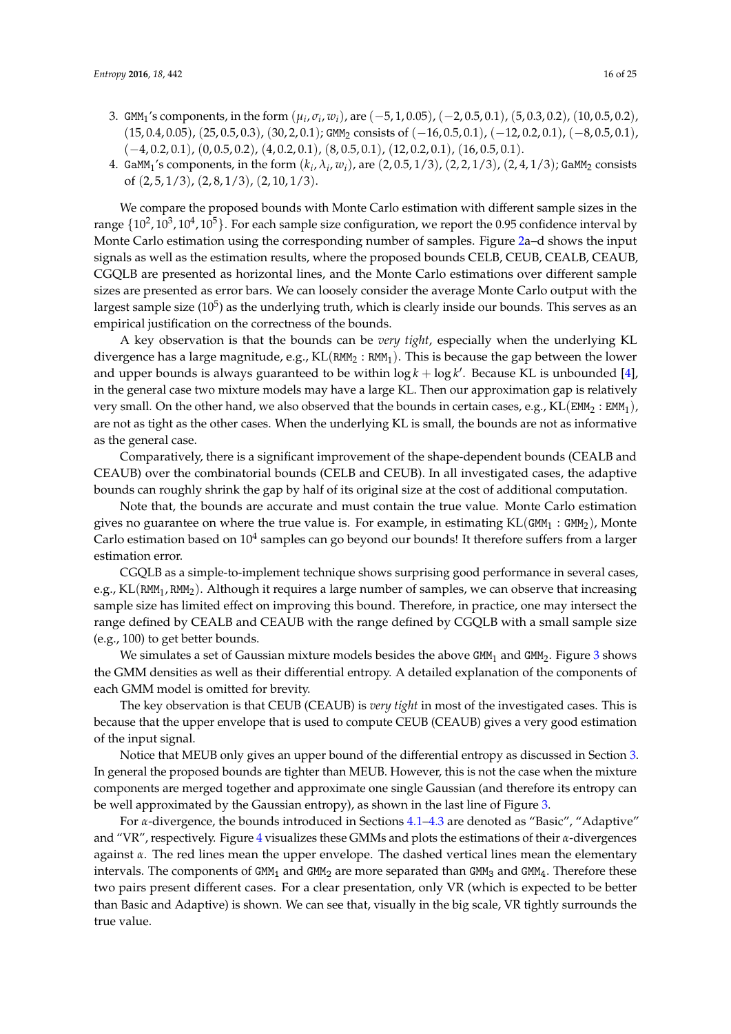3. $\texttt{GMM}_1$'s components, in the form $(\mu_i, \sigma_i, w_i)$, are $(-5, 1, 0.05)$, $(-2, 0.5, 0.1)$, $(5, 0.3, 0.2)$, $(10, 0.5, 0.2)$, $(15, 0.4, 0.05)$, $(25, 0.5, 0.3)$, $(30, 2, 0.1)$; $\texttt{GMM}_2$ consists of $(-16, 0.5, 0.1)$, $(-12, 0.2, 0.1)$, $(-8, 0.5, 0.1)$, $(-4, 0.2, 0.1)$, $(0, 0.5, 0.2)$, $(4, 0.2, 0.1)$, $(8, 0.5, 0.1)$, $(12, 0.2, 0.1)$, $(16, 0.5, 0.1)$.
4. $\texttt{GaMM}_1$'s components, in the form $(k_i, \lambda_i, w_i)$, are $(2, 0.5, 1/3)$, $(2, 2, 1/3)$, $(2, 4, 1/3)$; $\texttt{GaMM}_2$ consists of $(2, 5, 1/3)$, $(2, 8, 1/3)$, $(2, 10, 1/3)$.

We compare the proposed bounds with Monte Carlo estimation with different sample sizes in the range $\{10^2, 10^3, 10^4, 10^5\}$. For each sample size configuration, we report the 0.95 confidence interval by Monte Carlo estimation using the corresponding number of samples. Figure 2a–d shows the input signals as well as the estimation results, where the proposed bounds CELB, CEUB, CEALB, CEAUB, CGQLB are presented as horizontal lines, and the Monte Carlo estimations over different sample sizes are presented as error bars. We can loosely consider the average Monte Carlo output with the largest sample size ($10^5$) as the underlying truth, which is clearly inside our bounds. This serves as an empirical justification on the correctness of the bounds.

A key observation is that the bounds can be *very tight*, especially when the underlying KL divergence has a large magnitude, e.g., $\mathrm{KL}(\texttt{RMM}_2 : \texttt{RMM}_1)$. This is because the gap between the lower and upper bounds is always guaranteed to be within $\log k + \log k'$. Because KL is unbounded [4], in the general case two mixture models may have a large KL. Then our approximation gap is relatively very small. On the other hand, we also observed that the bounds in certain cases, e.g., $\mathrm{KL}(\texttt{EMM}_2 : \texttt{EMM}_1)$, are not as tight as the other cases. When the underlying KL is small, the bounds are not as informative as the general case.

Comparatively, there is a significant improvement of the shape-dependent bounds (CEALB and CEAUB) over the combinatorial bounds (CELB and CEUB). In all investigated cases, the adaptive bounds can roughly shrink the gap by half of its original size at the cost of additional computation.

Note that, the bounds are accurate and must contain the true value. Monte Carlo estimation gives no guarantee on where the true value is. For example, in estimating $\mathrm{KL}(\texttt{GMM}_1 : \texttt{GMM}_2)$, Monte Carlo estimation based on $10^4$ samples can go beyond our bounds! It therefore suffers from a larger estimation error.

CGQLB as a simple-to-implement technique shows surprising good performance in several cases, e.g., $\mathrm{KL}(\texttt{RMM}_1, \texttt{RMM}_2)$. Although it requires a large number of samples, we can observe that increasing sample size has limited effect on improving this bound. Therefore, in practice, one may intersect the range defined by CEALB and CEAUB with the range defined by CGQLB with a small sample size (e.g., 100) to get better bounds.

We simulates a set of Gaussian mixture models besides the above $\texttt{GMM}_1$ and $\texttt{GMM}_2$. Figure 3 shows the GMM densities as well as their differential entropy. A detailed explanation of the components of each GMM model is omitted for brevity.

The key observation is that CEUB (CEAUB) is *very tight* in most of the investigated cases. This is because that the upper envelope that is used to compute CEUB (CEAUB) gives a very good estimation of the input signal.

Notice that MEUB only gives an upper bound of the differential entropy as discussed in Section 3. In general the proposed bounds are tighter than MEUB. However, this is not the case when the mixture components are merged together and approximate one single Gaussian (and therefore its entropy can be well approximated by the Gaussian entropy), as shown in the last line of Figure 3.

For $\alpha$-divergence, the bounds introduced in Sections 4.1–4.3 are denoted as "Basic", "Adaptive" and "VR", respectively. Figure 4 visualizes these GMMs and plots the estimations of their $\alpha$-divergences against $\alpha$. The red lines mean the upper envelope. The dashed vertical lines mean the elementary intervals. The components of $\texttt{GMM}_1$ and $\texttt{GMM}_2$ are more separated than $\texttt{GMM}_3$ and $\texttt{GMM}_4$. Therefore these two pairs present different cases. For a clear presentation, only VR (which is expected to be better than Basic and Adaptive) is shown. We can see that, visually in the big scale, VR tightly surrounds the true value.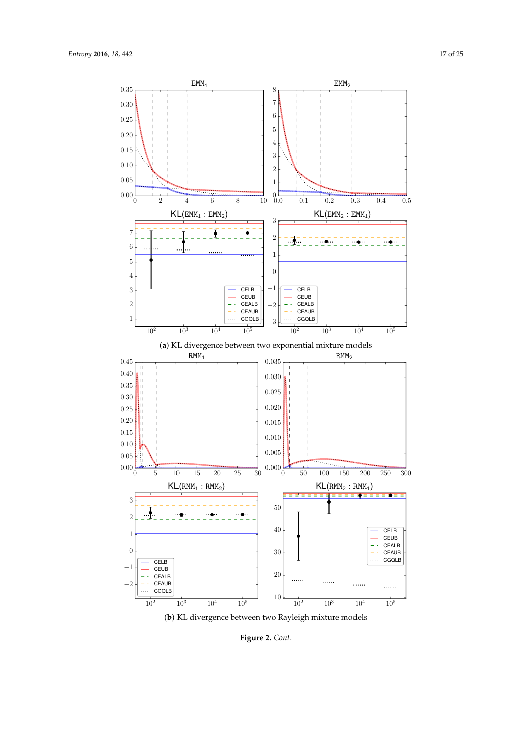(**a**) KL divergence between two exponential mixture models

(**b**) KL divergence between two Rayleigh mixture models

**Figure 2.** *Cont.*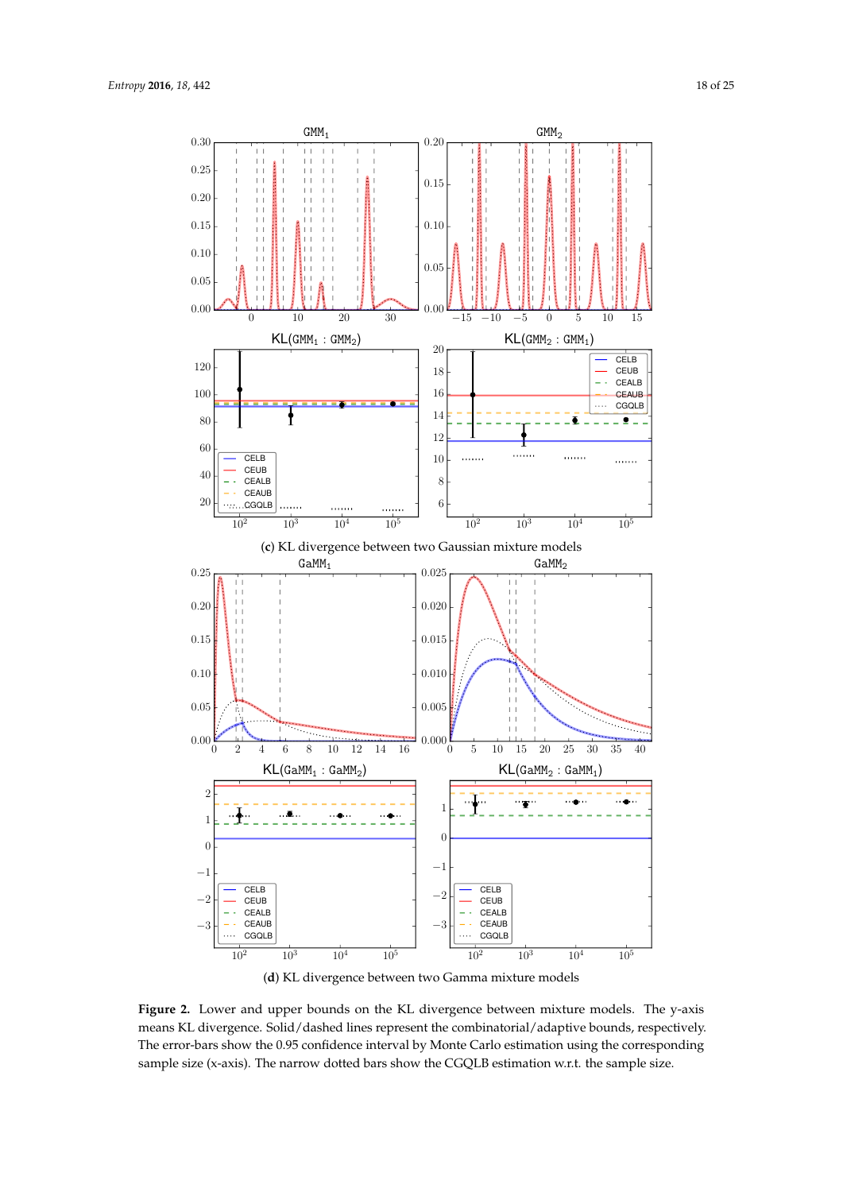(**c**) KL divergence between two Gaussian mixture models

(**d**) KL divergence between two Gamma mixture models

**Figure 2.** Lower and upper bounds on the KL divergence between mixture models. The y-axis means KL divergence. Solid/dashed lines represent the combinatorial/adaptive bounds, respectively. The error-bars show the 0.95 confidence interval by Monte Carlo estimation using the corresponding sample size (x-axis). The narrow dotted bars show the CGQLB estimation w.r.t. the sample size.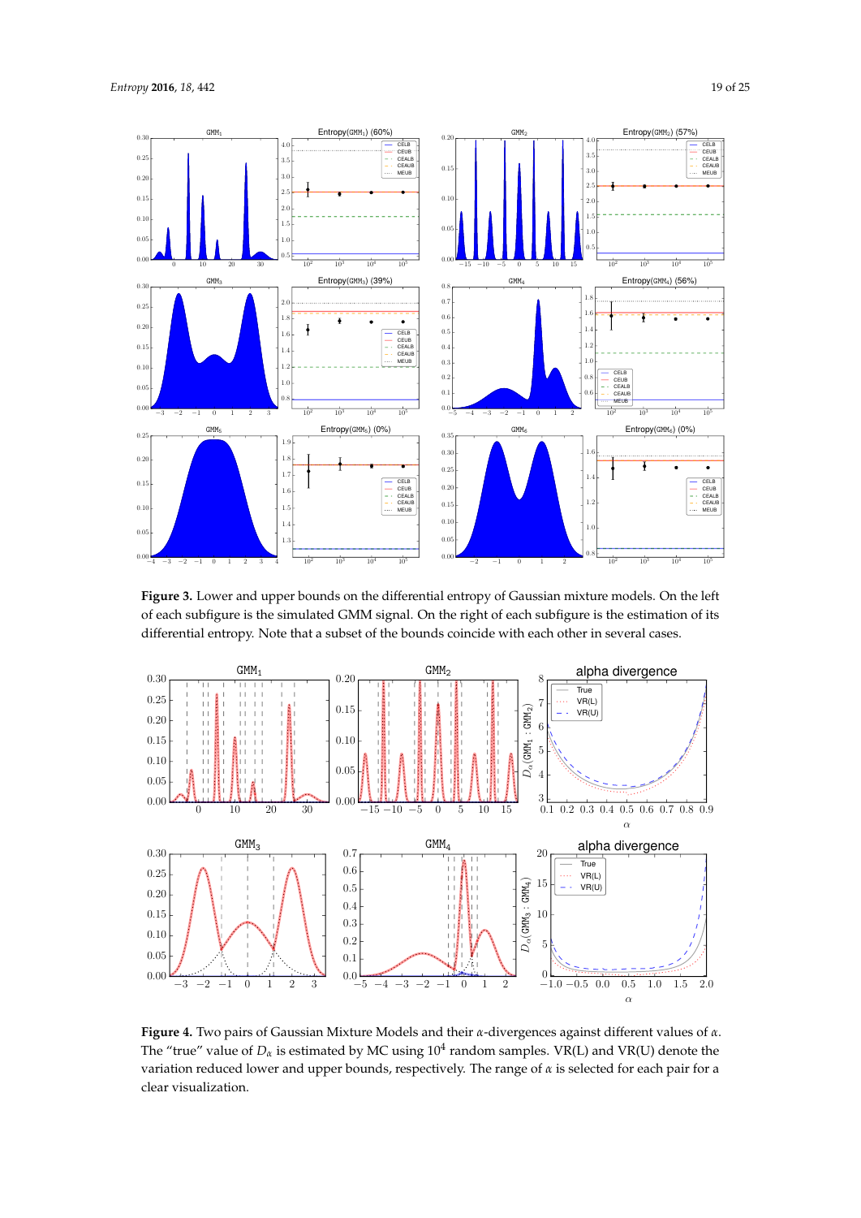**Figure 3.** Lower and upper bounds on the differential entropy of Gaussian mixture models. On the left of each subfigure is the simulated GMM signal. On the right of each subfigure is the estimation of its differential entropy. Note that a subset of the bounds coincide with each other in several cases.

**Figure 4.** Two pairs of Gaussian Mixture Models and their $\alpha$-divergences against different values of $\alpha$. The "true" value of $D_\alpha$ is estimated by MC using $10^4$ random samples. VR(L) and VR(U) denote the variation reduced lower and upper bounds, respectively. The range of $\alpha$ is selected for each pair for a clear visualization.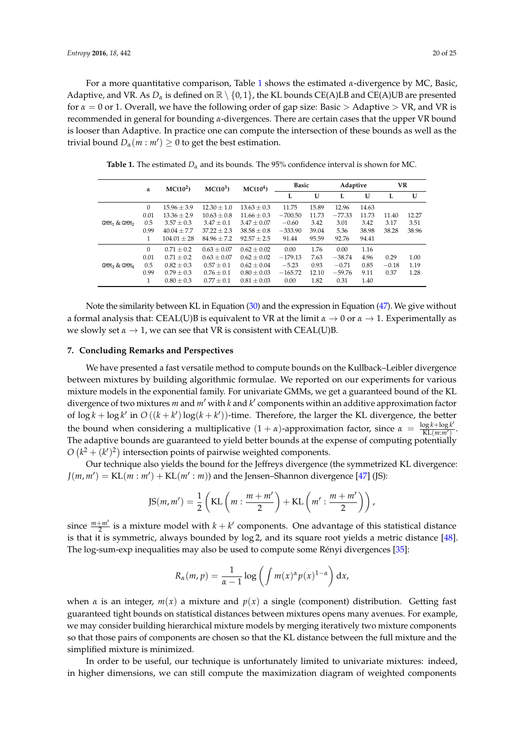For a more quantitative comparison, Table 1 shows the estimated $\alpha$-divergence by MC, Basic, Adaptive, and VR. As $D_\alpha$ is defined on $\mathbb{R} \setminus \{0, 1\}$, the KL bounds CE(A)LB and CE(A)UB are presented for $\alpha = 0$ or 1. Overall, we have the following order of gap size: Basic > Adaptive > VR, and VR is recommended in general for bounding $\alpha$-divergences. There are certain cases that the upper VR bound is looser than Adaptive. In practice one can compute the intersection of these bounds as well as the trivial bound $D_\alpha(m : m') \geq 0$ to get the best estimation.

**Table 1.** The estimated $D_\alpha$ and its bounds. The 95% confidence interval is shown for MC.

| | $\alpha$ | MC($10^2$) | MC($10^3$) | MC($10^4$) | Basic | | Adaptive | | VR | |
|---|---|---|---|---|---|---|---|---|---|---|
| | | | | | **L** | **U** | **L** | **U** | **L** | **U** |
| $\mathrm{GMM}_1$ & $\mathrm{GMM}_2$ | 0 | $15.96 \pm 3.9$ | $12.30 \pm 1.0$ | $13.63 \pm 0.3$ | 11.75 | 15.89 | 12.96 | 14.63 | | |
| | 0.01 | $13.36 \pm 2.9$ | $10.63 \pm 0.8$ | $11.66 \pm 0.3$ | $-700.50$ | 11.73 | $-77.33$ | 11.73 | 11.40 | 12.27 |
| | 0.5 | $3.57 \pm 0.3$ | $3.47 \pm 0.1$ | $3.47 \pm 0.07$ | $-0.60$ | 3.42 | 3.01 | 3.42 | 3.17 | 3.51 |
| | 0.99 | $40.04 \pm 7.7$ | $37.22 \pm 2.3$ | $38.58 \pm 0.8$ | $-333.90$ | 39.04 | 5.36 | 38.98 | 38.28 | 38.96 |
| | 1 | $104.01 \pm 28$ | $84.96 \pm 7.2$ | $92.57 \pm 2.5$ | 91.44 | 95.59 | 92.76 | 94.41 | | |
| $\mathrm{GMM}_3$ & $\mathrm{GMM}_4$ | 0 | $0.71 \pm 0.2$ | $0.63 \pm 0.07$ | $0.62 \pm 0.02$ | 0.00 | 1.76 | 0.00 | 1.16 | | |
| | 0.01 | $0.71 \pm 0.2$ | $0.63 \pm 0.07$ | $0.62 \pm 0.02$ | $-179.13$ | 7.63 | $-38.74$ | 4.96 | 0.29 | 1.00 |
| | 0.5 | $0.82 \pm 0.3$ | $0.57 \pm 0.1$ | $0.62 \pm 0.04$ | $-5.23$ | 0.93 | $-0.71$ | 0.85 | $-0.18$ | 1.19 |
| | 0.99 | $0.79 \pm 0.3$ | $0.76 \pm 0.1$ | $0.80 \pm 0.03$ | $-165.72$ | 12.10 | $-59.76$ | 9.11 | 0.37 | 1.28 |
| | 1 | $0.80 \pm 0.3$ | $0.77 \pm 0.1$ | $0.81 \pm 0.03$ | 0.00 | 1.82 | 0.31 | 1.40 | | |

Note the similarity between KL in Equation (30) and the expression in Equation (47). We give without a formal analysis that: CEAL(U)B is equivalent to VR at the limit $\alpha \to 0$ or $\alpha \to 1$. Experimentally as we slowly set $\alpha \to 1$, we can see that VR is consistent with CEAL(U)B.

## 7. Concluding Remarks and Perspectives

We have presented a fast versatile method to compute bounds on the Kullback–Leibler divergence between mixtures by building algorithmic formulae. We reported on our experiments for various mixture models in the exponential family. For univariate GMMs, we get a guaranteed bound of the KL divergence of two mixtures $m$ and $m'$ with $k$ and $k'$ components within an additive approximation factor of $\log k + \log k'$ in $O\left((k+k')\log(k+k')\right)$-time. Therefore, the larger the KL divergence, the better the bound when considering a multiplicative $(1+\alpha)$-approximation factor, since $\alpha = \frac{\log k + \log k'}{\mathrm{KL}(m:m')}$. The adaptive bounds are guaranteed to yield better bounds at the expense of computing potentially $O\left(k^2 + (k')^2\right)$ intersection points of pairwise weighted components.

Our technique also yields the bound for the Jeffreys divergence (the symmetrized KL divergence: $J(m, m') = \mathrm{KL}(m : m') + \mathrm{KL}(m' : m)$) and the Jensen–Shannon divergence [47] (JS):

$$\mathrm{JS}(m, m') = \frac{1}{2}\left(\mathrm{KL}\left(m : \frac{m+m'}{2}\right) + \mathrm{KL}\left(m' : \frac{m+m'}{2}\right)\right),$$

since $\frac{m+m'}{2}$ is a mixture model with $k + k'$ components. One advantage of this statistical distance is that it is symmetric, always bounded by $\log 2$, and its square root yields a metric distance [48]. The log-sum-exp inequalities may also be used to compute some Rényi divergences [35]:

$$R_\alpha(m, p) = \frac{1}{\alpha - 1}\log\left(\int m(x)^\alpha p(x)^{1-\alpha}\right)\mathrm{d}x,$$

when $\alpha$ is an integer, $m(x)$ a mixture and $p(x)$ a single (component) distribution. Getting fast guaranteed tight bounds on statistical distances between mixtures opens many avenues. For example, we may consider building hierarchical mixture models by merging iteratively two mixture components so that those pairs of components are chosen so that the KL distance between the full mixture and the simplified mixture is minimized.

In order to be useful, our technique is unfortunately limited to univariate mixtures: indeed, in higher dimensions, we can still compute the maximization diagram of weighted components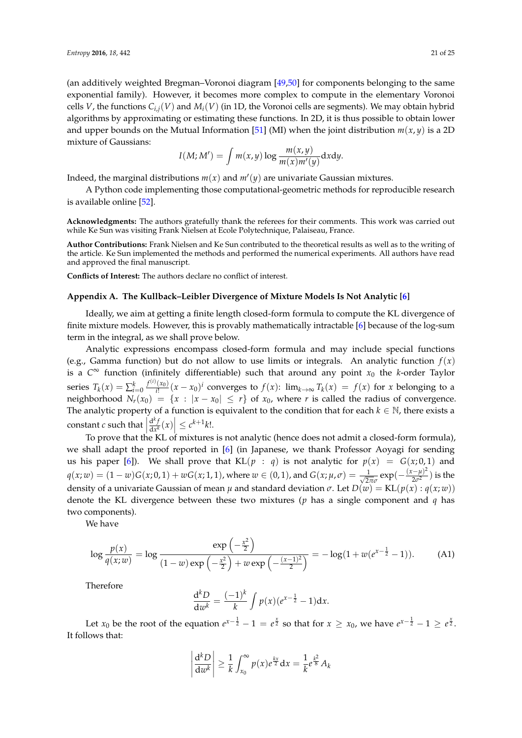(an additively weighted Bregman–Voronoi diagram [49,50] for components belonging to the same exponential family). However, it becomes more complex to compute in the elementary Voronoi cells $V$, the functions $C_{i,j}(V)$ and $M_i(V)$ (in 1D, the Voronoi cells are segments). We may obtain hybrid algorithms by approximating or estimating these functions. In 2D, it is thus possible to obtain lower and upper bounds on the Mutual Information [51] (MI) when the joint distribution $m(x,y)$ is a 2D mixture of Gaussians:

$$I(M;M') = \int m(x,y) \log \frac{m(x,y)}{m(x)m'(y)} \mathrm{d}x\mathrm{d}y.$$

Indeed, the marginal distributions $m(x)$ and $m'(y)$ are univariate Gaussian mixtures.

A Python code implementing those computational-geometric methods for reproducible research is available online [52].

**Acknowledgments:** The authors gratefully thank the referees for their comments. This work was carried out while Ke Sun was visiting Frank Nielsen at Ecole Polytechnique, Palaiseau, France.

**Author Contributions:** Frank Nielsen and Ke Sun contributed to the theoretical results as well as to the writing of the article. Ke Sun implemented the methods and performed the numerical experiments. All authors have read and approved the final manuscript.

**Conflicts of Interest:** The authors declare no conflict of interest.

## Appendix A. The Kullback–Leibler Divergence of Mixture Models Is Not Analytic [6]

Ideally, we aim at getting a finite length closed-form formula to compute the KL divergence of finite mixture models. However, this is provably mathematically intractable [6] because of the log-sum term in the integral, as we shall prove below.

Analytic expressions encompass closed-form formula and may include special functions (e.g., Gamma function) but do not allow to use limits or integrals. An analytic function $f(x)$ is a $C^\infty$ function (infinitely differentiable) such that around any point $x_0$ the $k$-order Taylor series $T_k(x) = \sum_{i=0}^{k} \frac{f^{(i)}(x_0)}{i!}(x-x_0)^i$ converges to $f(x)$: $\lim_{k\to\infty} T_k(x) = f(x)$ for $x$ belonging to a neighborhood $N_r(x_0) = \{x : |x - x_0| \leq r\}$ of $x_0$, where $r$ is called the radius of convergence. The analytic property of a function is equivalent to the condition that for each $k \in \mathbb{N}$, there exists a constant $c$ such that $\left|\frac{\mathrm{d}^k f}{\mathrm{d}x^k}(x)\right| \leq c^{k+1} k!$.

To prove that the KL of mixtures is not analytic (hence does not admit a closed-form formula), we shall adapt the proof reported in [6] (in Japanese, we thank Professor Aoyagi for sending us his paper [6]). We shall prove that $\mathrm{KL}(p : q)$ is not analytic for $p(x) = G(x;0,1)$ and $q(x;w) = (1-w)G(x;0,1) + wG(x;1,1)$, where $w \in (0,1)$, and $G(x;\mu,\sigma) = \frac{1}{\sqrt{2\pi}\sigma}\exp(-\frac{(x-\mu)^2}{2\sigma^2})$ is the density of a univariate Gaussian of mean $\mu$ and standard deviation $\sigma$. Let $D(w) = \mathrm{KL}(p(x) : q(x;w))$ denote the KL divergence between these two mixtures ($p$ has a single component and $q$ has two components).

We have

$$\log \frac{p(x)}{q(x;w)} = \log \frac{\exp\left(-\frac{x^2}{2}\right)}{(1-w)\exp\left(-\frac{x^2}{2}\right) + w\exp\left(-\frac{(x-1)^2}{2}\right)} = -\log(1 + w(e^{x-\frac{1}{2}} - 1)). \quad \text{(A1)}$$

Therefore

$$\frac{\mathrm{d}^k D}{\mathrm{d}w^k} = \frac{(-1)^k}{k} \int p(x)(e^{x-\frac{1}{2}} - 1)\mathrm{d}x.$$

Let $x_0$ be the root of the equation $e^{x-\frac{1}{2}} - 1 = e^{\frac{x}{2}}$ so that for $x \geq x_0$, we have $e^{x-\frac{1}{2}} - 1 \geq e^{\frac{x}{2}}$. It follows that:

$$\left|\frac{\mathrm{d}^k D}{\mathrm{d}w^k}\right| \geq \frac{1}{k}\int_{x_0}^{\infty} p(x) e^{\frac{kx}{2}}\mathrm{d}x = \frac{1}{k} e^{\frac{k^2}{8}} A_k$$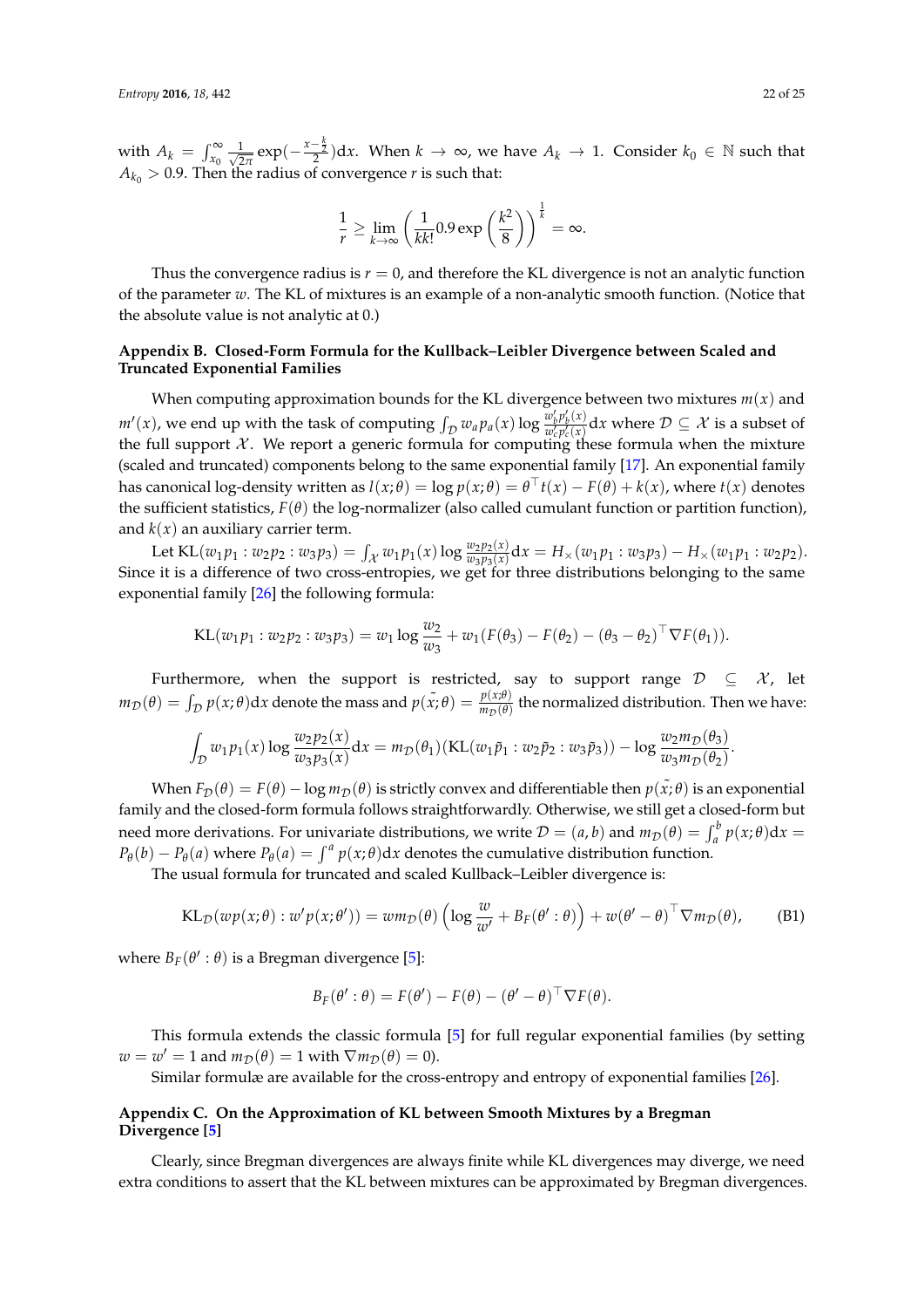with $A_k = \int_{x_0}^{\infty} \frac{1}{\sqrt{2\pi}} \exp(-\frac{x-\frac{k}{2}}{2})\mathrm{d}x$. When $k \to \infty$, we have $A_k \to 1$. Consider $k_0 \in \mathbb{N}$ such that $A_{k_0} > 0.9$. Then the radius of convergence $r$ is such that:

$$\frac{1}{r} \geq \lim_{k\to\infty} \left( \frac{1}{kk!} 0.9 \exp\left(\frac{k^2}{8}\right)\right)^{\frac{1}{k}} = \infty.$$

Thus the convergence radius is $r = 0$, and therefore the KL divergence is not an analytic function of the parameter $w$. The KL of mixtures is an example of a non-analytic smooth function. (Notice that the absolute value is not analytic at 0.)

## Appendix B. Closed-Form Formula for the Kullback–Leibler Divergence between Scaled and Truncated Exponential Families

When computing approximation bounds for the KL divergence between two mixtures $m(x)$ and $m'(x)$, we end up with the task of computing $\int_{\mathcal{D}} w_a p_a(x) \log \frac{w_b' p_b'(x)}{w_c' p_c'(x)} \mathrm{d}x$ where $\mathcal{D} \subseteq \mathcal{X}$ is a subset of the full support $\mathcal{X}$. We report a generic formula for computing these formula when the mixture (scaled and truncated) components belong to the same exponential family [17]. An exponential family has canonical log-density written as $l(x;\theta) = \log p(x;\theta) = \theta^\top t(x) - F(\theta) + k(x)$, where $t(x)$ denotes the sufficient statistics, $F(\theta)$ the log-normalizer (also called cumulant function or partition function), and $k(x)$ an auxiliary carrier term.

Let $\mathrm{KL}(w_1 p_1 : w_2 p_2 : w_3 p_3) = \int_{\mathcal{X}} w_1 p_1(x) \log \frac{w_2 p_2(x)}{w_3 p_3(x)} \mathrm{d}x = H_\times(w_1 p_1 : w_3 p_3) - H_\times(w_1 p_1 : w_2 p_2)$. Since it is a difference of two cross-entropies, we get for three distributions belonging to the same exponential family [26] the following formula:

$$\mathrm{KL}(w_1 p_1 : w_2 p_2 : w_3 p_3) = w_1 \log \frac{w_2}{w_3} + w_1 (F(\theta_3) - F(\theta_2) - (\theta_3 - \theta_2)^\top \nabla F(\theta_1)).$$

Furthermore, when the support is restricted, say to support range $\mathcal{D} \subseteq \mathcal{X}$, let $m_{\mathcal{D}}(\theta) = \int_{\mathcal{D}} p(x;\theta)\mathrm{d}x$ denote the mass and $\tilde{p}(x;\theta) = \frac{p(x;\theta)}{m_{\mathcal{D}}(\theta)}$ the normalized distribution. Then we have:

$$\int_{\mathcal{D}} w_1 p_1(x) \log \frac{w_2 p_2(x)}{w_3 p_3(x)} \mathrm{d}x = m_{\mathcal{D}}(\theta_1)(\mathrm{KL}(w_1 \tilde{p}_1 : w_2 \tilde{p}_2 : w_3 \tilde{p}_3)) - \log \frac{w_2 m_{\mathcal{D}}(\theta_3)}{w_3 m_{\mathcal{D}}(\theta_2)}.$$

When $F_{\mathcal{D}}(\theta) = F(\theta) - \log m_{\mathcal{D}}(\theta)$ is strictly convex and differentiable then $\tilde{p}(x;\theta)$ is an exponential family and the closed-form formula follows straightforwardly. Otherwise, we still get a closed-form but need more derivations. For univariate distributions, we write $\mathcal{D} = (a,b)$ and $m_{\mathcal{D}}(\theta) = \int_a^b p(x;\theta)\mathrm{d}x = P_\theta(b) - P_\theta(a)$ where $P_\theta(a) = \int^a p(x;\theta)\mathrm{d}x$ denotes the cumulative distribution function.

The usual formula for truncated and scaled Kullback–Leibler divergence is:

$$\mathrm{KL}_{\mathcal{D}}(wp(x;\theta) : w'p(x;\theta')) = w m_{\mathcal{D}}(\theta)\left(\log \frac{w}{w'} + B_F(\theta' : \theta)\right) + w(\theta' - \theta)^\top \nabla m_{\mathcal{D}}(\theta), \tag{B1}$$

where $B_F(\theta' : \theta)$ is a Bregman divergence [5]:

$$B_F(\theta' : \theta) = F(\theta') - F(\theta) - (\theta' - \theta)^\top \nabla F(\theta).$$

This formula extends the classic formula [5] for full regular exponential families (by setting $w = w' = 1$ and $m_{\mathcal{D}}(\theta) = 1$ with $\nabla m_{\mathcal{D}}(\theta) = 0$).

Similar formulæ are available for the cross-entropy and entropy of exponential families [26].

## Appendix C. On the Approximation of KL between Smooth Mixtures by a Bregman Divergence [5]

Clearly, since Bregman divergences are always finite while KL divergences may diverge, we need extra conditions to assert that the KL between mixtures can be approximated by Bregman divergences.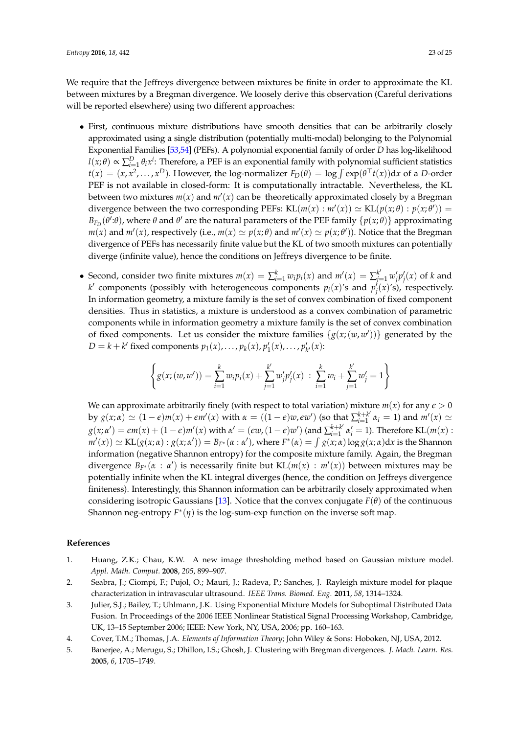We require that the Jeffreys divergence between mixtures be finite in order to approximate the KL between mixtures by a Bregman divergence. We loosely derive this observation (Careful derivations will be reported elsewhere) using two different approaches:

- First, continuous mixture distributions have smooth densities that can be arbitrarily closely approximated using a single distribution (potentially multi-modal) belonging to the Polynomial Exponential Families [53,54] (PEFs). A polynomial exponential family of order $D$ has log-likelihood $l(x;\theta) \propto \sum_{i=1}^{D} \theta_i x^i$: Therefore, a PEF is an exponential family with polynomial sufficient statistics $t(x) = (x, x^2, \ldots, x^D)$. However, the log-normalizer $F_D(\theta) = \log \int \exp(\theta^\top t(x))\mathrm{d}x$ of a $D$-order PEF is not available in closed-form: It is computationally intractable. Nevertheless, the KL between two mixtures $m(x)$ and $m'(x)$ can be theoretically approximated closely by a Bregman divergence between the two corresponding PEFs: $\mathrm{KL}(m(x) : m'(x)) \simeq \mathrm{KL}(p(x;\theta) : p(x;\theta')) = B_{F_D}(\theta' : \theta)$, where $\theta$ and $\theta'$ are the natural parameters of the PEF family $\{p(x;\theta)\}$ approximating $m(x)$ and $m'(x)$, respectively (i.e., $m(x) \simeq p(x;\theta)$ and $m'(x) \simeq p(x;\theta')$). Notice that the Bregman divergence of PEFs has necessarily finite value but the KL of two smooth mixtures can potentially diverge (infinite value), hence the conditions on Jeffreys divergence to be finite.

- Second, consider two finite mixtures $m(x) = \sum_{i=1}^{k} w_i p_i(x)$ and $m'(x) = \sum_{j=1}^{k'} w'_j p'_j(x)$ of $k$ and $k'$ components (possibly with heterogeneous components $p_i(x)$'s and $p'_j(x)$'s), respectively. In information geometry, a mixture family is the set of convex combination of fixed component densities. Thus in statistics, a mixture is understood as a convex combination of parametric components while in information geometry a mixture family is the set of convex combination of fixed components. Let us consider the mixture families $\{g(x;(w,w'))\}$ generated by the $D = k + k'$ fixed components $p_1(x), \ldots, p_k(x), p'_1(x), \ldots, p'_{k'}(x)$:

$$\left\{ g(x;(w,w')) = \sum_{i=1}^{k} w_i p_i(x) + \sum_{j=1}^{k'} w'_j p'_j(x) \; : \; \sum_{i=1}^{k} w_i + \sum_{j=1}^{k'} w'_j = 1 \right\}$$

  We can approximate arbitrarily finely (with respect to total variation) mixture $m(x)$ for any $\epsilon > 0$ by $g(x;\alpha) \simeq (1-\epsilon)m(x) + \epsilon m'(x)$ with $\alpha = ((1-\epsilon)w, \epsilon w')$ (so that $\sum_{i=1}^{k+k'} \alpha_i = 1$) and $m'(x) \simeq g(x;\alpha') = \epsilon m(x) + (1-\epsilon)m'(x)$ with $\alpha' = (\epsilon w, (1-\epsilon)w')$ (and $\sum_{i=1}^{k+k'} \alpha'_i = 1$). Therefore $\mathrm{KL}(m(x) : m'(x)) \simeq \mathrm{KL}(g(x;\alpha) : g(x;\alpha')) = B_{F^*}(\alpha : \alpha')$, where $F^*(\alpha) = \int g(x;\alpha) \log g(x;\alpha)\mathrm{d}x$ is the Shannon information (negative Shannon entropy) for the composite mixture family. Again, the Bregman divergence $B_{F^*}(\alpha : \alpha')$ is necessarily finite but $\mathrm{KL}(m(x) : m'(x))$ between mixtures may be potentially infinite when the KL integral diverges (hence, the condition on Jeffreys divergence finiteness). Interestingly, this Shannon information can be arbitrarily closely approximated when considering isotropic Gaussians [13]. Notice that the convex conjugate $F(\theta)$ of the continuous Shannon neg-entropy $F^*(\eta)$ is the log-sum-exp function on the inverse soft map.

## References

1. Huang, Z.K.; Chau, K.W. A new image thresholding method based on Gaussian mixture model. *Appl. Math. Comput.* **2008**, *205*, 899–907.
2. Seabra, J.; Ciompi, F.; Pujol, O.; Mauri, J.; Radeva, P.; Sanches, J. Rayleigh mixture model for plaque characterization in intravascular ultrasound. *IEEE Trans. Biomed. Eng.* **2011**, *58*, 1314–1324.
3. Julier, S.J.; Bailey, T.; Uhlmann, J.K. Using Exponential Mixture Models for Suboptimal Distributed Data Fusion. In Proceedings of the 2006 IEEE Nonlinear Statistical Signal Processing Workshop, Cambridge, UK, 13–15 September 2006; IEEE: New York, NY, USA, 2006; pp. 160–163.
4. Cover, T.M.; Thomas, J.A. *Elements of Information Theory*; John Wiley & Sons: Hoboken, NJ, USA, 2012.
5. Banerjee, A.; Merugu, S.; Dhillon, I.S.; Ghosh, J. Clustering with Bregman divergences. *J. Mach. Learn. Res.* **2005**, *6*, 1705–1749.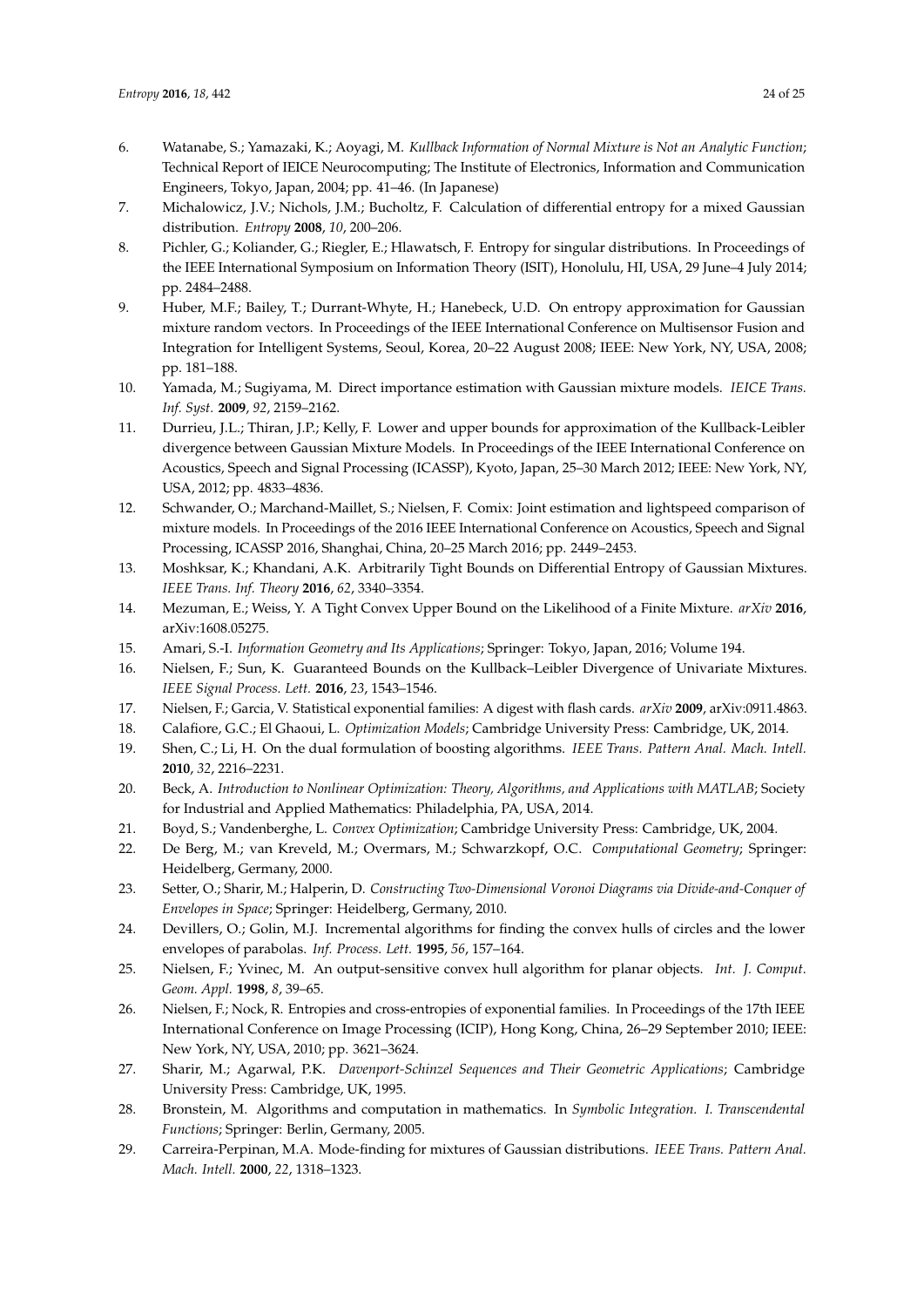6. Watanabe, S.; Yamazaki, K.; Aoyagi, M. *Kullback Information of Normal Mixture is Not an Analytic Function*; Technical Report of IEICE Neurocomputing; The Institute of Electronics, Information and Communication Engineers, Tokyo, Japan, 2004; pp. 41–46. (In Japanese)
7. Michalowicz, J.V.; Nichols, J.M.; Bucholtz, F. Calculation of differential entropy for a mixed Gaussian distribution. *Entropy* **2008**, *10*, 200–206.
8. Pichler, G.; Koliander, G.; Riegler, E.; Hlawatsch, F. Entropy for singular distributions. In Proceedings of the IEEE International Symposium on Information Theory (ISIT), Honolulu, HI, USA, 29 June–4 July 2014; pp. 2484–2488.
9. Huber, M.F.; Bailey, T.; Durrant-Whyte, H.; Hanebeck, U.D. On entropy approximation for Gaussian mixture random vectors. In Proceedings of the IEEE International Conference on Multisensor Fusion and Integration for Intelligent Systems, Seoul, Korea, 20–22 August 2008; IEEE: New York, NY, USA, 2008; pp. 181–188.
10. Yamada, M.; Sugiyama, M. Direct importance estimation with Gaussian mixture models. *IEICE Trans. Inf. Syst.* **2009**, *92*, 2159–2162.
11. Durrieu, J.L.; Thiran, J.P.; Kelly, F. Lower and upper bounds for approximation of the Kullback-Leibler divergence between Gaussian Mixture Models. In Proceedings of the IEEE International Conference on Acoustics, Speech and Signal Processing (ICASSP), Kyoto, Japan, 25–30 March 2012; IEEE: New York, NY, USA, 2012; pp. 4833–4836.
12. Schwander, O.; Marchand-Maillet, S.; Nielsen, F. Comix: Joint estimation and lightspeed comparison of mixture models. In Proceedings of the 2016 IEEE International Conference on Acoustics, Speech and Signal Processing, ICASSP 2016, Shanghai, China, 20–25 March 2016; pp. 2449–2453.
13. Moshksar, K.; Khandani, A.K. Arbitrarily Tight Bounds on Differential Entropy of Gaussian Mixtures. *IEEE Trans. Inf. Theory* **2016**, *62*, 3340–3354.
14. Mezuman, E.; Weiss, Y. A Tight Convex Upper Bound on the Likelihood of a Finite Mixture. *arXiv* **2016**, arXiv:1608.05275.
15. Amari, S.-I. *Information Geometry and Its Applications*; Springer: Tokyo, Japan, 2016; Volume 194.
16. Nielsen, F.; Sun, K. Guaranteed Bounds on the Kullback–Leibler Divergence of Univariate Mixtures. *IEEE Signal Process. Lett.* **2016**, *23*, 1543–1546.
17. Nielsen, F.; Garcia, V. Statistical exponential families: A digest with flash cards. *arXiv* **2009**, arXiv:0911.4863.
18. Calafiore, G.C.; El Ghaoui, L. *Optimization Models*; Cambridge University Press: Cambridge, UK, 2014.
19. Shen, C.; Li, H. On the dual formulation of boosting algorithms. *IEEE Trans. Pattern Anal. Mach. Intell.* **2010**, *32*, 2216–2231.
20. Beck, A. *Introduction to Nonlinear Optimization: Theory, Algorithms, and Applications with MATLAB*; Society for Industrial and Applied Mathematics: Philadelphia, PA, USA, 2014.
21. Boyd, S.; Vandenberghe, L. *Convex Optimization*; Cambridge University Press: Cambridge, UK, 2004.
22. De Berg, M.; van Kreveld, M.; Overmars, M.; Schwarzkopf, O.C. *Computational Geometry*; Springer: Heidelberg, Germany, 2000.
23. Setter, O.; Sharir, M.; Halperin, D. *Constructing Two-Dimensional Voronoi Diagrams via Divide-and-Conquer of Envelopes in Space*; Springer: Heidelberg, Germany, 2010.
24. Devillers, O.; Golin, M.J. Incremental algorithms for finding the convex hulls of circles and the lower envelopes of parabolas. *Inf. Process. Lett.* **1995**, *56*, 157–164.
25. Nielsen, F.; Yvinec, M. An output-sensitive convex hull algorithm for planar objects. *Int. J. Comput. Geom. Appl.* **1998**, *8*, 39–65.
26. Nielsen, F.; Nock, R. Entropies and cross-entropies of exponential families. In Proceedings of the 17th IEEE International Conference on Image Processing (ICIP), Hong Kong, China, 26–29 September 2010; IEEE: New York, NY, USA, 2010; pp. 3621–3624.
27. Sharir, M.; Agarwal, P.K. *Davenport-Schinzel Sequences and Their Geometric Applications*; Cambridge University Press: Cambridge, UK, 1995.
28. Bronstein, M. Algorithms and computation in mathematics. In *Symbolic Integration. I. Transcendental Functions*; Springer: Berlin, Germany, 2005.
29. Carreira-Perpinan, M.A. Mode-finding for mixtures of Gaussian distributions. *IEEE Trans. Pattern Anal. Mach. Intell.* **2000**, *22*, 1318–1323.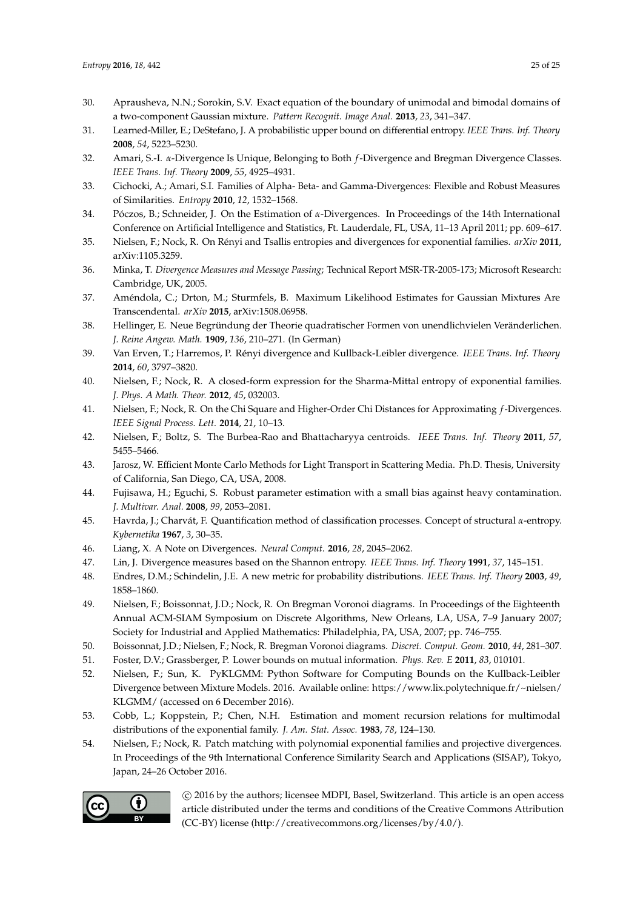30. Aprausheva, N.N.; Sorokin, S.V. Exact equation of the boundary of unimodal and bimodal domains of a two-component Gaussian mixture. *Pattern Recognit. Image Anal.* **2013**, *23*, 341–347.
31. Learned-Miller, E.; DeStefano, J. A probabilistic upper bound on differential entropy. *IEEE Trans. Inf. Theory* **2008**, *54*, 5223–5230.
32. Amari, S.-I. $\alpha$-Divergence Is Unique, Belonging to Both $f$-Divergence and Bregman Divergence Classes. *IEEE Trans. Inf. Theory* **2009**, *55*, 4925–4931.
33. Cichocki, A.; Amari, S.I. Families of Alpha- Beta- and Gamma-Divergences: Flexible and Robust Measures of Similarities. *Entropy* **2010**, *12*, 1532–1568.
34. Póczos, B.; Schneider, J. On the Estimation of $\alpha$-Divergences. In Proceedings of the 14th International Conference on Artificial Intelligence and Statistics, Ft. Lauderdale, FL, USA, 11–13 April 2011; pp. 609–617.
35. Nielsen, F.; Nock, R. On Rényi and Tsallis entropies and divergences for exponential families. *arXiv* **2011**, arXiv:1105.3259.
36. Minka, T. *Divergence Measures and Message Passing*; Technical Report MSR-TR-2005-173; Microsoft Research: Cambridge, UK, 2005.
37. Améndola, C.; Drton, M.; Sturmfels, B. Maximum Likelihood Estimates for Gaussian Mixtures Are Transcendental. *arXiv* **2015**, arXiv:1508.06958.
38. Hellinger, E. Neue Begründung der Theorie quadratischer Formen von unendlichvielen Veränderlichen. *J. Reine Angew. Math.* **1909**, *136*, 210–271. (In German)
39. Van Erven, T.; Harremos, P. Rényi divergence and Kullback-Leibler divergence. *IEEE Trans. Inf. Theory* **2014**, *60*, 3797–3820.
40. Nielsen, F.; Nock, R. A closed-form expression for the Sharma-Mittal entropy of exponential families. *J. Phys. A Math. Theor.* **2012**, *45*, 032003.
41. Nielsen, F.; Nock, R. On the Chi Square and Higher-Order Chi Distances for Approximating $f$-Divergences. *IEEE Signal Process. Lett.* **2014**, *21*, 10–13.
42. Nielsen, F.; Boltz, S. The Burbea-Rao and Bhattacharyya centroids. *IEEE Trans. Inf. Theory* **2011**, *57*, 5455–5466.
43. Jarosz, W. Efficient Monte Carlo Methods for Light Transport in Scattering Media. Ph.D. Thesis, University of California, San Diego, CA, USA, 2008.
44. Fujisawa, H.; Eguchi, S. Robust parameter estimation with a small bias against heavy contamination. *J. Multivar. Anal.* **2008**, *99*, 2053–2081.
45. Havrda, J.; Charvát, F. Quantification method of classification processes. Concept of structural $\alpha$-entropy. *Kybernetika* **1967**, *3*, 30–35.
46. Liang, X. A Note on Divergences. *Neural Comput.* **2016**, *28*, 2045–2062.
47. Lin, J. Divergence measures based on the Shannon entropy. *IEEE Trans. Inf. Theory* **1991**, *37*, 145–151.
48. Endres, D.M.; Schindelin, J.E. A new metric for probability distributions. *IEEE Trans. Inf. Theory* **2003**, *49*, 1858–1860.
49. Nielsen, F.; Boissonnat, J.D.; Nock, R. On Bregman Voronoi diagrams. In Proceedings of the Eighteenth Annual ACM-SIAM Symposium on Discrete Algorithms, New Orleans, LA, USA, 7–9 January 2007; Society for Industrial and Applied Mathematics: Philadelphia, PA, USA, 2007; pp. 746–755.
50. Boissonnat, J.D.; Nielsen, F.; Nock, R. Bregman Voronoi diagrams. *Discret. Comput. Geom.* **2010**, *44*, 281–307.
51. Foster, D.V.; Grassberger, P. Lower bounds on mutual information. *Phys. Rev. E* **2011**, *83*, 010101.
52. Nielsen, F.; Sun, K. PyKLGMM: Python Software for Computing Bounds on the Kullback-Leibler Divergence between Mixture Models. 2016. Available online: https://www.lix.polytechnique.fr/~nielsen/KLGMM/ (accessed on 6 December 2016).
53. Cobb, L.; Koppstein, P.; Chen, N.H. Estimation and moment recursion relations for multimodal distributions of the exponential family. *J. Am. Stat. Assoc.* **1983**, *78*, 124–130.
54. Nielsen, F.; Nock, R. Patch matching with polynomial exponential families and projective divergences. In Proceedings of the 9th International Conference Similarity Search and Applications (SISAP), Tokyo, Japan, 24–26 October 2016.

© 2016 by the authors; licensee MDPI, Basel, Switzerland. This article is an open access article distributed under the terms and conditions of the Creative Commons Attribution (CC-BY) license (http://creativecommons.org/licenses/by/4.0/).